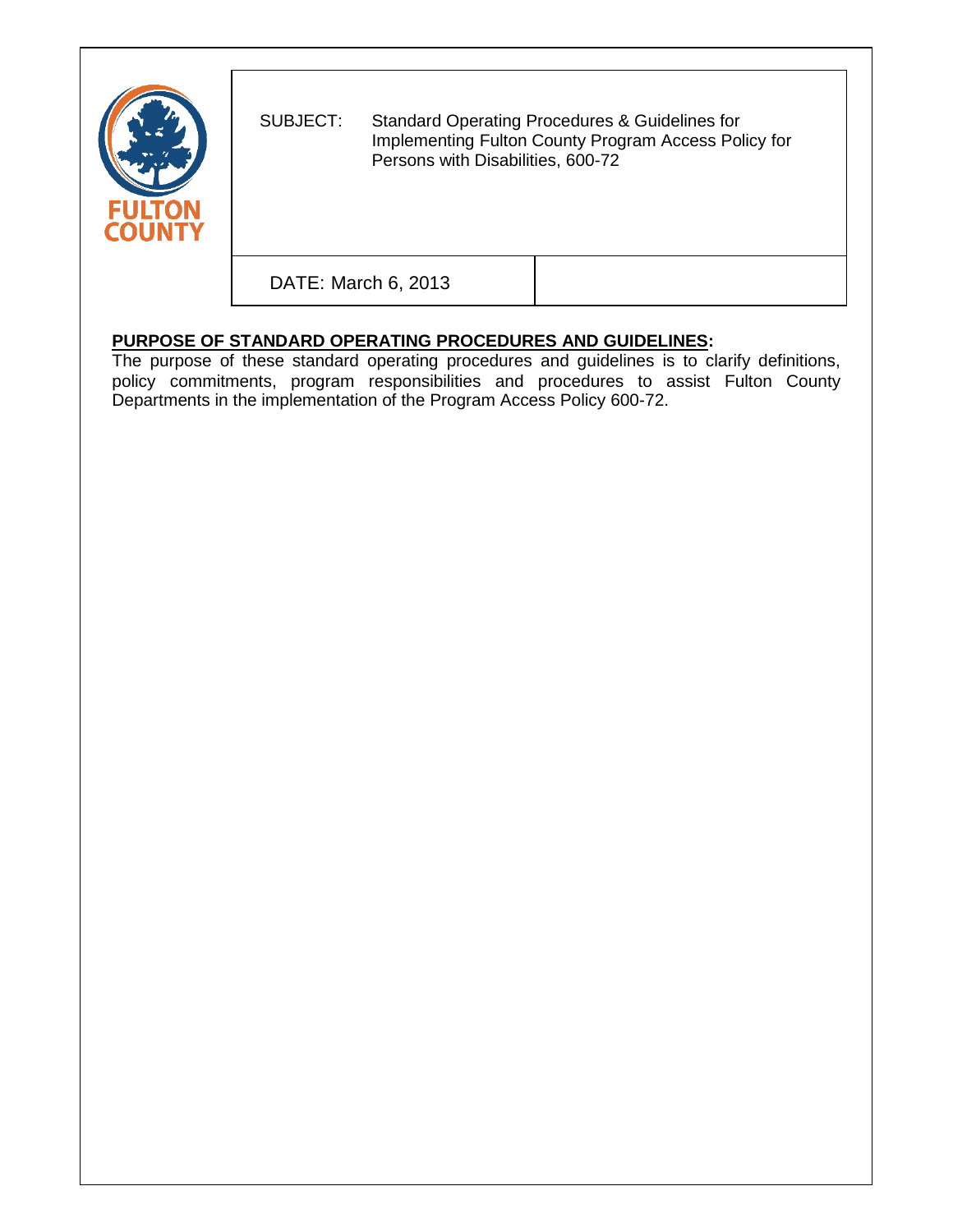FULTON COUNTY

| SUBJECT: Standard Operating Procedures & Guidelines for Implementing Fulton County Program Access Policy for Persons with Disabilities, 600-72 | |
|---|---|
| DATE: March 6, 2013 | |

**PURPOSE OF STANDARD OPERATING PROCEDURES AND GUIDELINES:**

The purpose of these standard operating procedures and guidelines is to clarify definitions, policy commitments, program responsibilities and procedures to assist Fulton County Departments in the implementation of the Program Access Policy 600-72.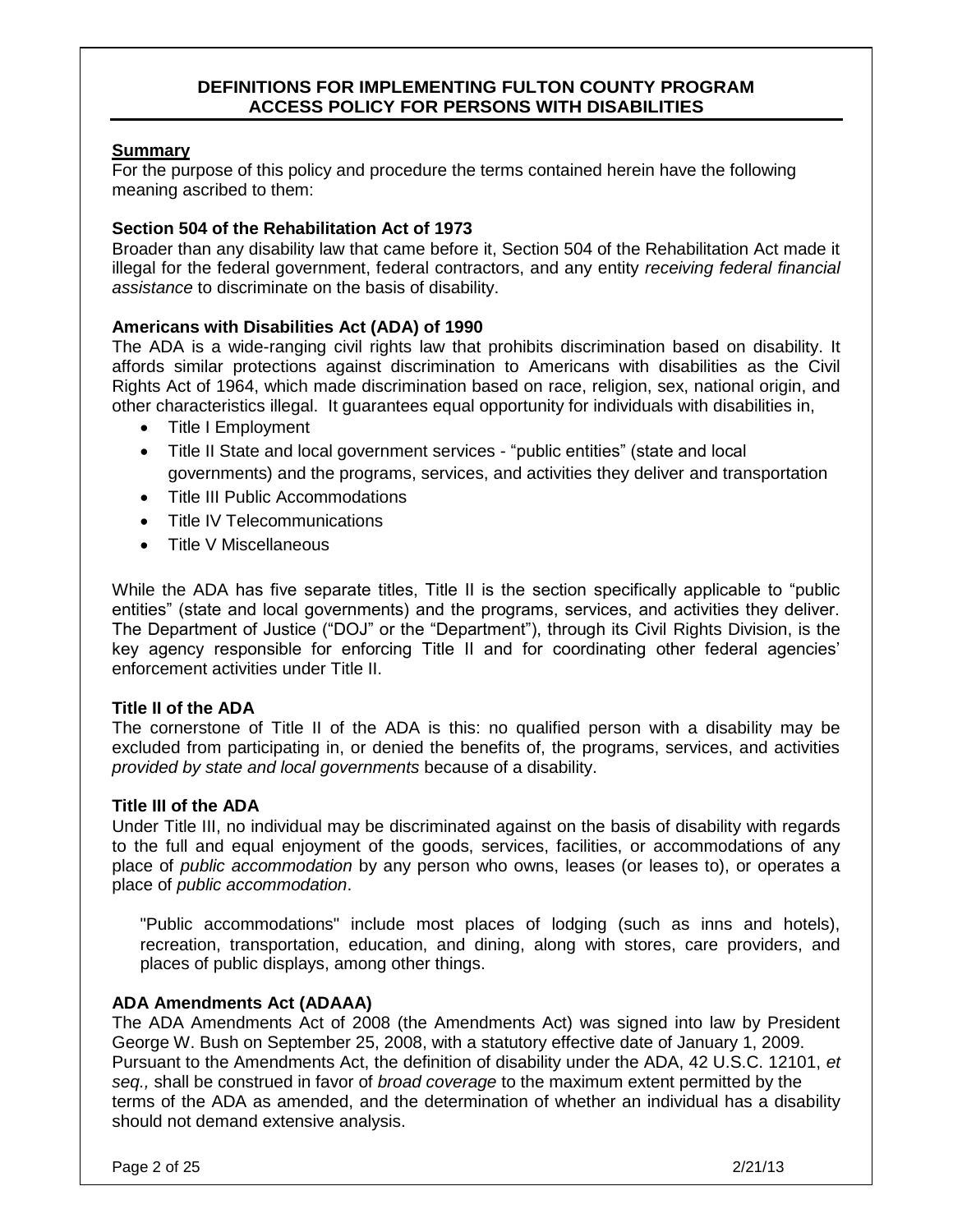## DEFINITIONS FOR IMPLEMENTING FULTON COUNTY PROGRAM ACCESS POLICY FOR PERSONS WITH DISABILITIES

**Summary**

For the purpose of this policy and procedure the terms contained herein have the following meaning ascribed to them:

### Section 504 of the Rehabilitation Act of 1973

Broader than any disability law that came before it, Section 504 of the Rehabilitation Act made it illegal for the federal government, federal contractors, and any entity *receiving federal financial assistance* to discriminate on the basis of disability.

### Americans with Disabilities Act (ADA) of 1990

The ADA is a wide-ranging civil rights law that prohibits discrimination based on disability. It affords similar protections against discrimination to Americans with disabilities as the Civil Rights Act of 1964, which made discrimination based on race, religion, sex, national origin, and other characteristics illegal. It guarantees equal opportunity for individuals with disabilities in,

- Title I Employment
- Title II State and local government services - "public entities" (state and local governments) and the programs, services, and activities they deliver and transportation
- Title III Public Accommodations
- Title IV Telecommunications
- Title V Miscellaneous

While the ADA has five separate titles, Title II is the section specifically applicable to "public entities" (state and local governments) and the programs, services, and activities they deliver. The Department of Justice ("DOJ" or the "Department"), through its Civil Rights Division, is the key agency responsible for enforcing Title II and for coordinating other federal agencies' enforcement activities under Title II.

### Title II of the ADA

The cornerstone of Title II of the ADA is this: no qualified person with a disability may be excluded from participating in, or denied the benefits of, the programs, services, and activities *provided by state and local governments* because of a disability.

### Title III of the ADA

Under Title III, no individual may be discriminated against on the basis of disability with regards to the full and equal enjoyment of the goods, services, facilities, or accommodations of any place of *public accommodation* by any person who owns, leases (or leases to), or operates a place of *public accommodation*.

> "Public accommodations" include most places of lodging (such as inns and hotels), recreation, transportation, education, and dining, along with stores, care providers, and places of public displays, among other things.

### ADA Amendments Act (ADAAA)

The ADA Amendments Act of 2008 (the Amendments Act) was signed into law by President George W. Bush on September 25, 2008, with a statutory effective date of January 1, 2009. Pursuant to the Amendments Act, the definition of disability under the ADA, 42 U.S.C. 12101, *et seq.,* shall be construed in favor of *broad coverage* to the maximum extent permitted by the terms of the ADA as amended, and the determination of whether an individual has a disability should not demand extensive analysis.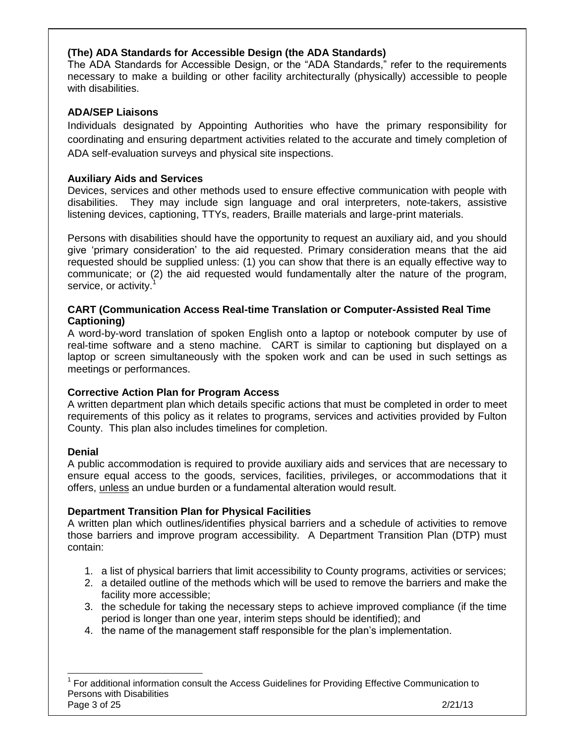**(The) ADA Standards for Accessible Design (the ADA Standards)**

The ADA Standards for Accessible Design, or the "ADA Standards," refer to the requirements necessary to make a building or other facility architecturally (physically) accessible to people with disabilities.

**ADA/SEP Liaisons**

Individuals designated by Appointing Authorities who have the primary responsibility for coordinating and ensuring department activities related to the accurate and timely completion of ADA self-evaluation surveys and physical site inspections.

**Auxiliary Aids and Services**

Devices, services and other methods used to ensure effective communication with people with disabilities. They may include sign language and oral interpreters, note-takers, assistive listening devices, captioning, TTYs, readers, Braille materials and large-print materials.

Persons with disabilities should have the opportunity to request an auxiliary aid, and you should give 'primary consideration' to the aid requested. Primary consideration means that the aid requested should be supplied unless: (1) you can show that there is an equally effective way to communicate; or (2) the aid requested would fundamentally alter the nature of the program, service, or activity.[1]

**CART (Communication Access Real-time Translation or Computer-Assisted Real Time Captioning)**

A word-by-word translation of spoken English onto a laptop or notebook computer by use of real-time software and a steno machine. CART is similar to captioning but displayed on a laptop or screen simultaneously with the spoken work and can be used in such settings as meetings or performances.

**Corrective Action Plan for Program Access**

A written department plan which details specific actions that must be completed in order to meet requirements of this policy as it relates to programs, services and activities provided by Fulton County. This plan also includes timelines for completion.

**Denial**

A public accommodation is required to provide auxiliary aids and services that are necessary to ensure equal access to the goods, services, facilities, privileges, or accommodations that it offers, <u>unless</u> an undue burden or a fundamental alteration would result.

**Department Transition Plan for Physical Facilities**

A written plan which outlines/identifies physical barriers and a schedule of activities to remove those barriers and improve program accessibility. A Department Transition Plan (DTP) must contain:

1. a list of physical barriers that limit accessibility to County programs, activities or services;
2. a detailed outline of the methods which will be used to remove the barriers and make the facility more accessible;
3. the schedule for taking the necessary steps to achieve improved compliance (if the time period is longer than one year, interim steps should be identified); and
4. the name of the management staff responsible for the plan's implementation.

---

[1] For additional information consult the Access Guidelines for Providing Effective Communication to Persons with Disabilities

2/21/13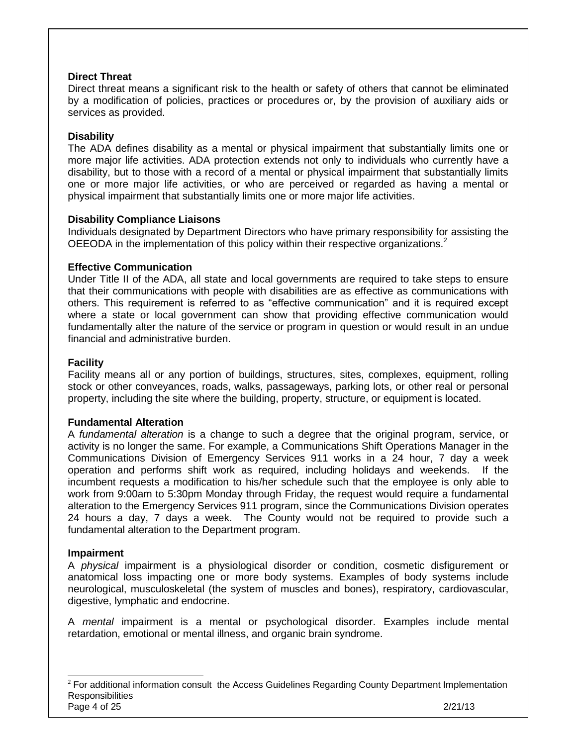**Direct Threat**

Direct threat means a significant risk to the health or safety of others that cannot be eliminated by a modification of policies, practices or procedures or, by the provision of auxiliary aids or services as provided.

**Disability**

The ADA defines disability as a mental or physical impairment that substantially limits one or more major life activities. ADA protection extends not only to individuals who currently have a disability, but to those with a record of a mental or physical impairment that substantially limits one or more major life activities, or who are perceived or regarded as having a mental or physical impairment that substantially limits one or more major life activities.

**Disability Compliance Liaisons**

Individuals designated by Department Directors who have primary responsibility for assisting the OEEODA in the implementation of this policy within their respective organizations.[2]

**Effective Communication**

Under Title II of the ADA, all state and local governments are required to take steps to ensure that their communications with people with disabilities are as effective as communications with others. This requirement is referred to as "effective communication" and it is required except where a state or local government can show that providing effective communication would fundamentally alter the nature of the service or program in question or would result in an undue financial and administrative burden.

**Facility**

Facility means all or any portion of buildings, structures, sites, complexes, equipment, rolling stock or other conveyances, roads, walks, passageways, parking lots, or other real or personal property, including the site where the building, property, structure, or equipment is located.

**Fundamental Alteration**

A *fundamental alteration* is a change to such a degree that the original program, service, or activity is no longer the same. For example, a Communications Shift Operations Manager in the Communications Division of Emergency Services 911 works in a 24 hour, 7 day a week operation and performs shift work as required, including holidays and weekends. If the incumbent requests a modification to his/her schedule such that the employee is only able to work from 9:00am to 5:30pm Monday through Friday, the request would require a fundamental alteration to the Emergency Services 911 program, since the Communications Division operates 24 hours a day, 7 days a week. The County would not be required to provide such a fundamental alteration to the Department program.

**Impairment**

A *physical* impairment is a physiological disorder or condition, cosmetic disfigurement or anatomical loss impacting one or more body systems. Examples of body systems include neurological, musculoskeletal (the system of muscles and bones), respiratory, cardiovascular, digestive, lymphatic and endocrine.

A *mental* impairment is a mental or psychological disorder. Examples include mental retardation, emotional or mental illness, and organic brain syndrome.

[2] For additional information consult the Access Guidelines Regarding County Department Implementation Responsibilities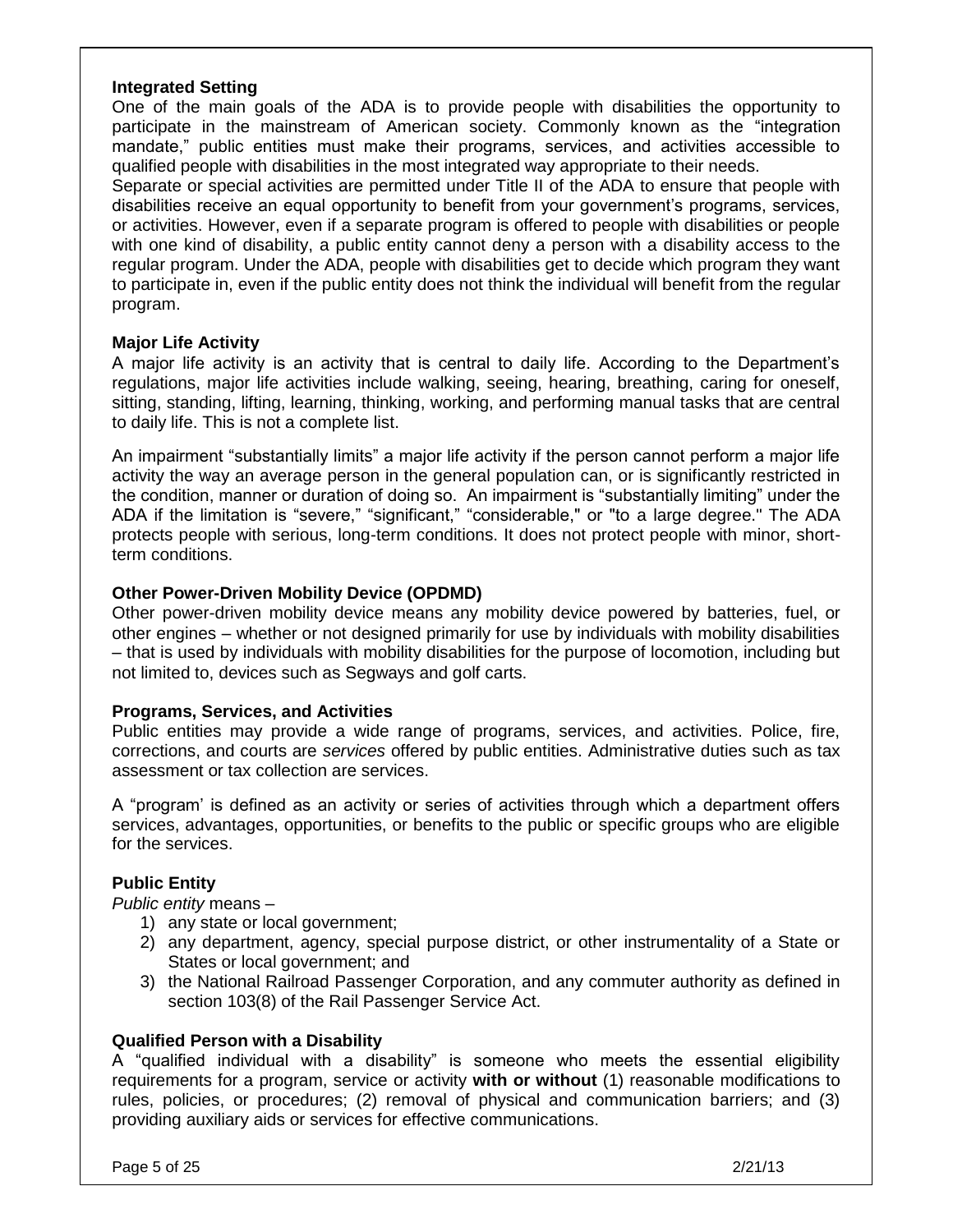### Integrated Setting

One of the main goals of the ADA is to provide people with disabilities the opportunity to participate in the mainstream of American society. Commonly known as the "integration mandate," public entities must make their programs, services, and activities accessible to qualified people with disabilities in the most integrated way appropriate to their needs.

Separate or special activities are permitted under Title II of the ADA to ensure that people with disabilities receive an equal opportunity to benefit from your government's programs, services, or activities. However, even if a separate program is offered to people with disabilities or people with one kind of disability, a public entity cannot deny a person with a disability access to the regular program. Under the ADA, people with disabilities get to decide which program they want to participate in, even if the public entity does not think the individual will benefit from the regular program.

### Major Life Activity

A major life activity is an activity that is central to daily life. According to the Department's regulations, major life activities include walking, seeing, hearing, breathing, caring for oneself, sitting, standing, lifting, learning, thinking, working, and performing manual tasks that are central to daily life. This is not a complete list.

An impairment "substantially limits" a major life activity if the person cannot perform a major life activity the way an average person in the general population can, or is significantly restricted in the condition, manner or duration of doing so. An impairment is "substantially limiting" under the ADA if the limitation is "severe," "significant," "considerable," or "to a large degree." The ADA protects people with serious, long-term conditions. It does not protect people with minor, short-term conditions.

### Other Power-Driven Mobility Device (OPDMD)

Other power-driven mobility device means any mobility device powered by batteries, fuel, or other engines – whether or not designed primarily for use by individuals with mobility disabilities – that is used by individuals with mobility disabilities for the purpose of locomotion, including but not limited to, devices such as Segways and golf carts.

### Programs, Services, and Activities

Public entities may provide a wide range of programs, services, and activities. Police, fire, corrections, and courts are *services* offered by public entities. Administrative duties such as tax assessment or tax collection are services.

A "program' is defined as an activity or series of activities through which a department offers services, advantages, opportunities, or benefits to the public or specific groups who are eligible for the services.

### Public Entity

*Public entity* means –

1) any state or local government;
2) any department, agency, special purpose district, or other instrumentality of a State or States or local government; and
3) the National Railroad Passenger Corporation, and any commuter authority as defined in section 103(8) of the Rail Passenger Service Act.

### Qualified Person with a Disability

A "qualified individual with a disability" is someone who meets the essential eligibility requirements for a program, service or activity **with or without** (1) reasonable modifications to rules, policies, or procedures; (2) removal of physical and communication barriers; and (3) providing auxiliary aids or services for effective communications.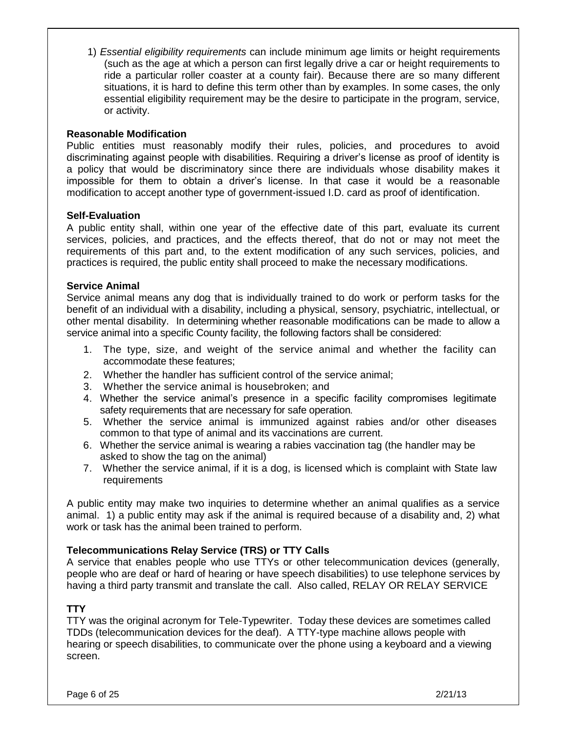1) *Essential eligibility requirements* can include minimum age limits or height requirements (such as the age at which a person can first legally drive a car or height requirements to ride a particular roller coaster at a county fair). Because there are so many different situations, it is hard to define this term other than by examples. In some cases, the only essential eligibility requirement may be the desire to participate in the program, service, or activity.

**Reasonable Modification**

Public entities must reasonably modify their rules, policies, and procedures to avoid discriminating against people with disabilities. Requiring a driver's license as proof of identity is a policy that would be discriminatory since there are individuals whose disability makes it impossible for them to obtain a driver's license. In that case it would be a reasonable modification to accept another type of government-issued I.D. card as proof of identification.

**Self-Evaluation**

A public entity shall, within one year of the effective date of this part, evaluate its current services, policies, and practices, and the effects thereof, that do not or may not meet the requirements of this part and, to the extent modification of any such services, policies, and practices is required, the public entity shall proceed to make the necessary modifications.

**Service Animal**

Service animal means any dog that is individually trained to do work or perform tasks for the benefit of an individual with a disability, including a physical, sensory, psychiatric, intellectual, or other mental disability. In determining whether reasonable modifications can be made to allow a service animal into a specific County facility, the following factors shall be considered:

1. The type, size, and weight of the service animal and whether the facility can accommodate these features;
2. Whether the handler has sufficient control of the service animal;
3. Whether the service animal is housebroken; and
4. Whether the service animal's presence in a specific facility compromises legitimate safety requirements that are necessary for safe operation.
5. Whether the service animal is immunized against rabies and/or other diseases common to that type of animal and its vaccinations are current.
6. Whether the service animal is wearing a rabies vaccination tag (the handler may be asked to show the tag on the animal)
7. Whether the service animal, if it is a dog, is licensed which is complaint with State law requirements

A public entity may make two inquiries to determine whether an animal qualifies as a service animal. 1) a public entity may ask if the animal is required because of a disability and, 2) what work or task has the animal been trained to perform.

**Telecommunications Relay Service (TRS) or TTY Calls**

A service that enables people who use TTYs or other telecommunication devices (generally, people who are deaf or hard of hearing or have speech disabilities) to use telephone services by having a third party transmit and translate the call. Also called, RELAY OR RELAY SERVICE

**TTY**

TTY was the original acronym for Tele-Typewriter. Today these devices are sometimes called TDDs (telecommunication devices for the deaf). A TTY-type machine allows people with hearing or speech disabilities, to communicate over the phone using a keyboard and a viewing screen.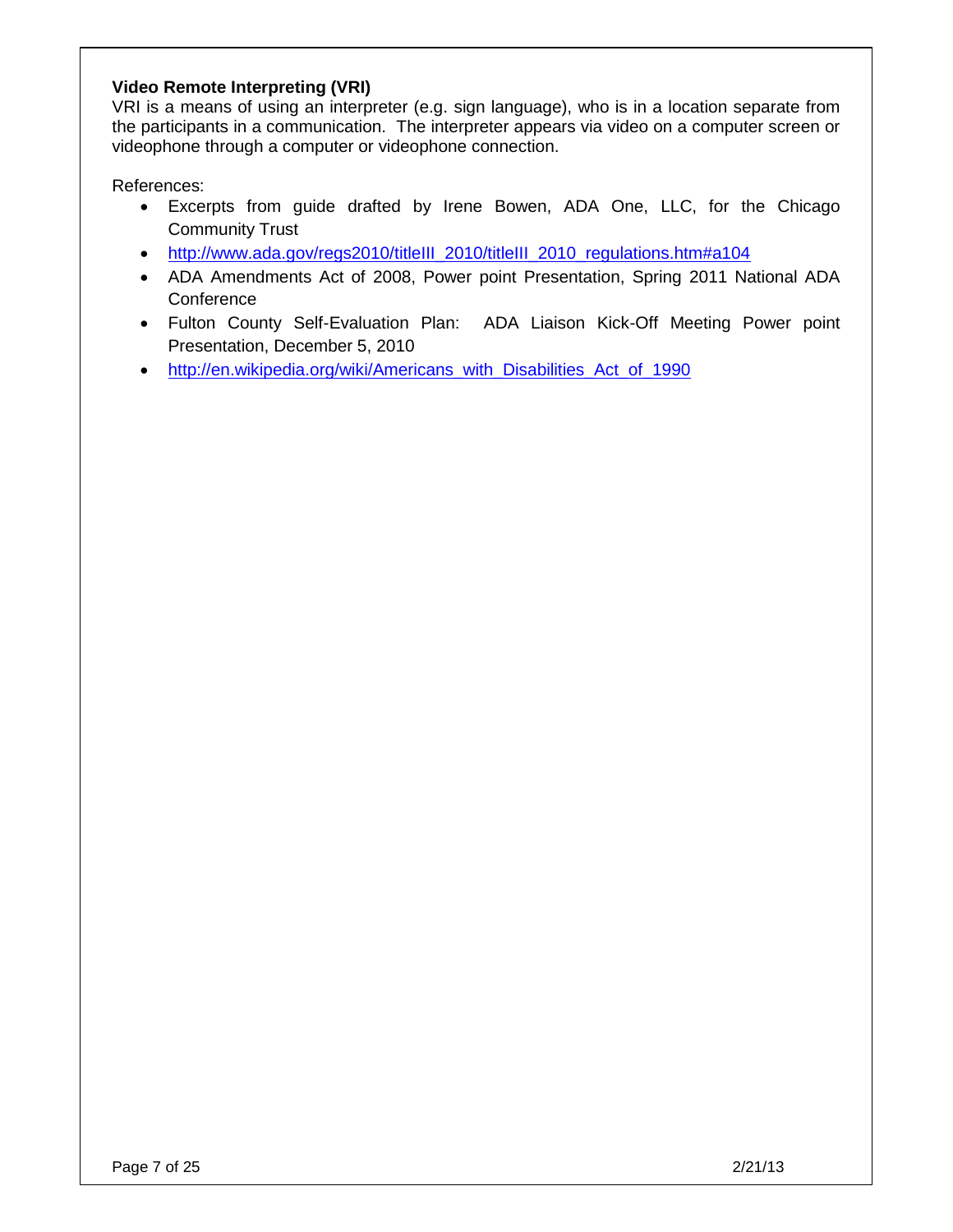**Video Remote Interpreting (VRI)**
VRI is a means of using an interpreter (e.g. sign language), who is in a location separate from the participants in a communication. The interpreter appears via video on a computer screen or videophone through a computer or videophone connection.

References:

- Excerpts from guide drafted by Irene Bowen, ADA One, LLC, for the Chicago Community Trust
- http://www.ada.gov/regs2010/titleIII_2010/titleIII_2010_regulations.htm#a104
- ADA Amendments Act of 2008, Power point Presentation, Spring 2011 National ADA Conference
- Fulton County Self-Evaluation Plan: ADA Liaison Kick-Off Meeting Power point Presentation, December 5, 2010
- http://en.wikipedia.org/wiki/Americans_with_Disabilities_Act_of_1990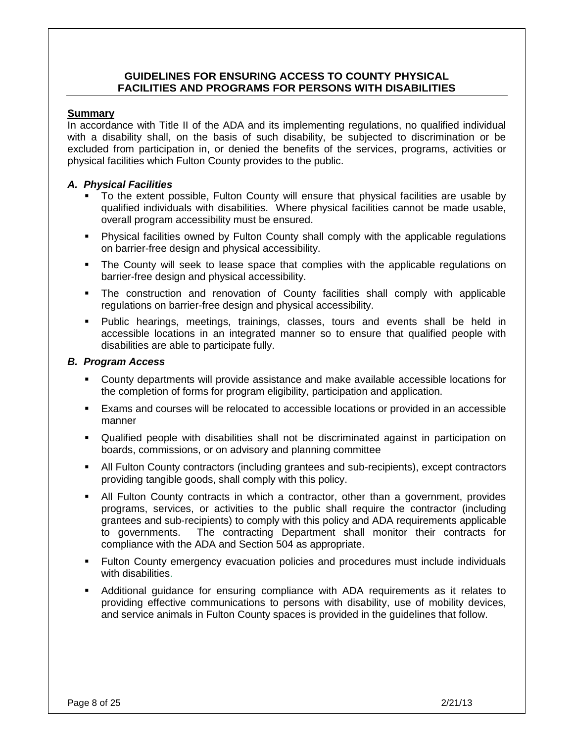## GUIDELINES FOR ENSURING ACCESS TO COUNTY PHYSICAL FACILITIES AND PROGRAMS FOR PERSONS WITH DISABILITIES

**Summary**

In accordance with Title II of the ADA and its implementing regulations, no qualified individual with a disability shall, on the basis of such disability, be subjected to discrimination or be excluded from participation in, or denied the benefits of the services, programs, activities or physical facilities which Fulton County provides to the public.

### *A. Physical Facilities*

- To the extent possible, Fulton County will ensure that physical facilities are usable by qualified individuals with disabilities. Where physical facilities cannot be made usable, overall program accessibility must be ensured.
- Physical facilities owned by Fulton County shall comply with the applicable regulations on barrier-free design and physical accessibility.
- The County will seek to lease space that complies with the applicable regulations on barrier-free design and physical accessibility.
- The construction and renovation of County facilities shall comply with applicable regulations on barrier-free design and physical accessibility.
- Public hearings, meetings, trainings, classes, tours and events shall be held in accessible locations in an integrated manner so to ensure that qualified people with disabilities are able to participate fully.

### *B. Program Access*

- County departments will provide assistance and make available accessible locations for the completion of forms for program eligibility, participation and application.
- Exams and courses will be relocated to accessible locations or provided in an accessible manner
- Qualified people with disabilities shall not be discriminated against in participation on boards, commissions, or on advisory and planning committee
- All Fulton County contractors (including grantees and sub-recipients), except contractors providing tangible goods, shall comply with this policy.
- All Fulton County contracts in which a contractor, other than a government, provides programs, services, or activities to the public shall require the contractor (including grantees and sub-recipients) to comply with this policy and ADA requirements applicable to governments. The contracting Department shall monitor their contracts for compliance with the ADA and Section 504 as appropriate.
- Fulton County emergency evacuation policies and procedures must include individuals with disabilities.
- Additional guidance for ensuring compliance with ADA requirements as it relates to providing effective communications to persons with disability, use of mobility devices, and service animals in Fulton County spaces is provided in the guidelines that follow.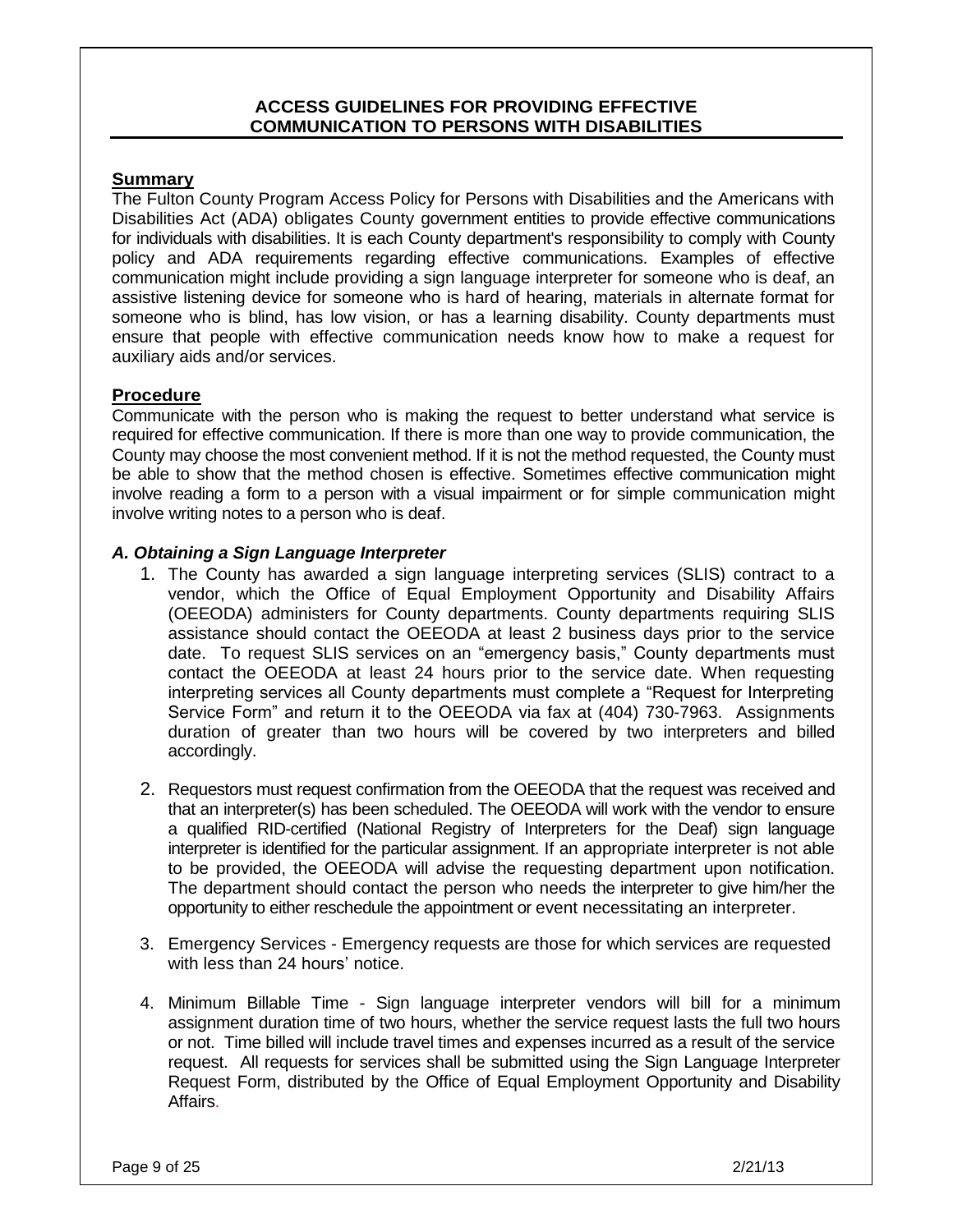## ACCESS GUIDELINES FOR PROVIDING EFFECTIVE COMMUNICATION TO PERSONS WITH DISABILITIES

### Summary

The Fulton County Program Access Policy for Persons with Disabilities and the Americans with Disabilities Act (ADA) obligates County government entities to provide effective communications for individuals with disabilities. It is each County department's responsibility to comply with County policy and ADA requirements regarding effective communications. Examples of effective communication might include providing a sign language interpreter for someone who is deaf, an assistive listening device for someone who is hard of hearing, materials in alternate format for someone who is blind, has low vision, or has a learning disability. County departments must ensure that people with effective communication needs know how to make a request for auxiliary aids and/or services.

### Procedure

Communicate with the person who is making the request to better understand what service is required for effective communication. If there is more than one way to provide communication, the County may choose the most convenient method. If it is not the method requested, the County must be able to show that the method chosen is effective. Sometimes effective communication might involve reading a form to a person with a visual impairment or for simple communication might involve writing notes to a person who is deaf.

#### *A. Obtaining a Sign Language Interpreter*

1. The County has awarded a sign language interpreting services (SLIS) contract to a vendor, which the Office of Equal Employment Opportunity and Disability Affairs (OEEODA) administers for County departments. County departments requiring SLIS assistance should contact the OEEODA at least 2 business days prior to the service date. To request SLIS services on an "emergency basis," County departments must contact the OEEODA at least 24 hours prior to the service date. When requesting interpreting services all County departments must complete a "Request for Interpreting Service Form" and return it to the OEEODA via fax at (404) 730-7963. Assignments duration of greater than two hours will be covered by two interpreters and billed accordingly.

2. Requestors must request confirmation from the OEEODA that the request was received and that an interpreter(s) has been scheduled. The OEEODA will work with the vendor to ensure a qualified RID-certified (National Registry of Interpreters for the Deaf) sign language interpreter is identified for the particular assignment. If an appropriate interpreter is not able to be provided, the OEEODA will advise the requesting department upon notification. The department should contact the person who needs the interpreter to give him/her the opportunity to either reschedule the appointment or event necessitating an interpreter.

3. Emergency Services - Emergency requests are those for which services are requested with less than 24 hours' notice.

4. Minimum Billable Time - Sign language interpreter vendors will bill for a minimum assignment duration time of two hours, whether the service request lasts the full two hours or not. Time billed will include travel times and expenses incurred as a result of the service request. All requests for services shall be submitted using the Sign Language Interpreter Request Form, distributed by the Office of Equal Employment Opportunity and Disability Affairs.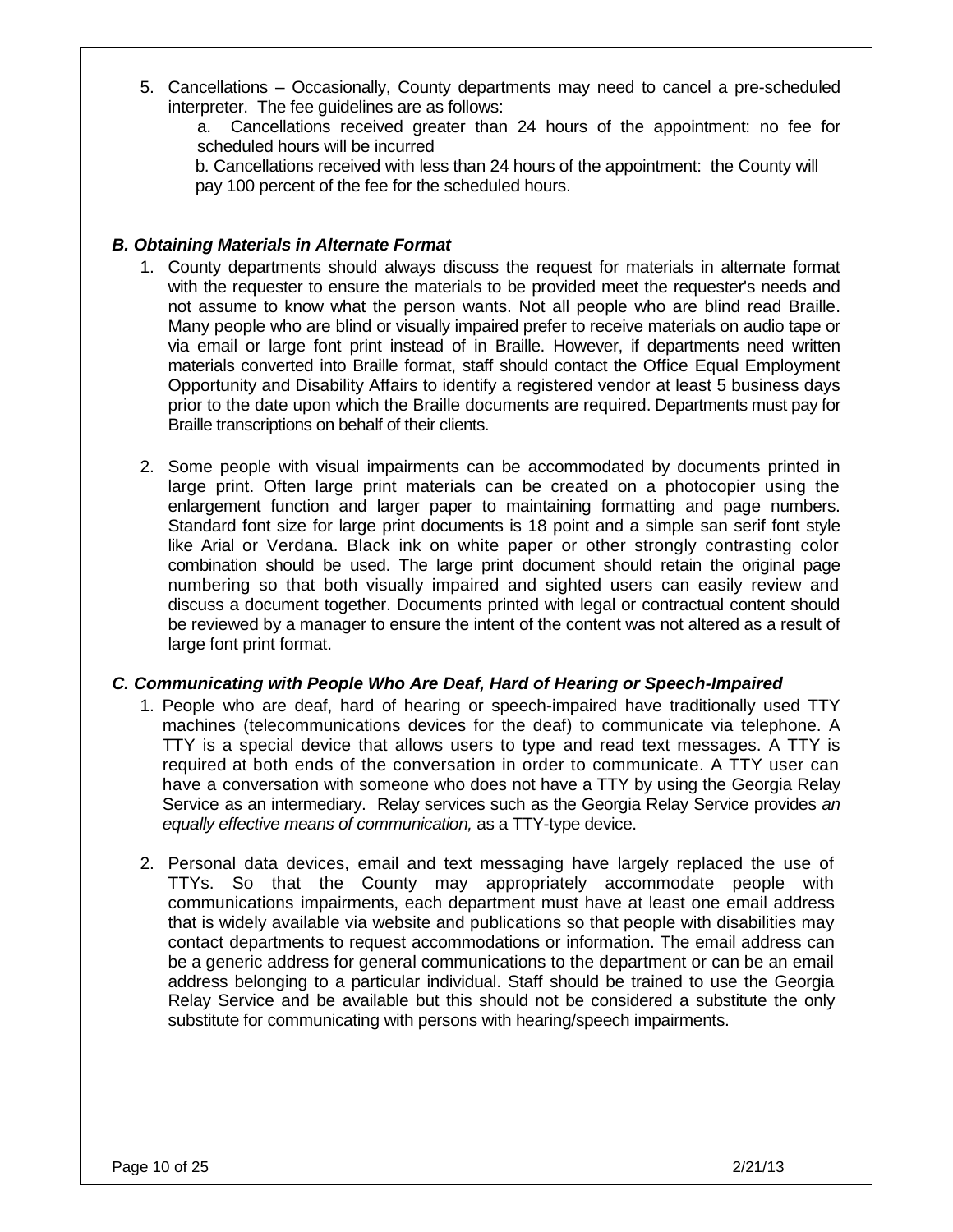5. Cancellations – Occasionally, County departments may need to cancel a pre-scheduled interpreter. The fee guidelines are as follows:
   a. Cancellations received greater than 24 hours of the appointment: no fee for scheduled hours will be incurred
   b. Cancellations received with less than 24 hours of the appointment: the County will pay 100 percent of the fee for the scheduled hours.

### *B. Obtaining Materials in Alternate Format*

1. County departments should always discuss the request for materials in alternate format with the requester to ensure the materials to be provided meet the requester's needs and not assume to know what the person wants. Not all people who are blind read Braille. Many people who are blind or visually impaired prefer to receive materials on audio tape or via email or large font print instead of in Braille. However, if departments need written materials converted into Braille format, staff should contact the Office Equal Employment Opportunity and Disability Affairs to identify a registered vendor at least 5 business days prior to the date upon which the Braille documents are required. Departments must pay for Braille transcriptions on behalf of their clients.

2. Some people with visual impairments can be accommodated by documents printed in large print. Often large print materials can be created on a photocopier using the enlargement function and larger paper to maintaining formatting and page numbers. Standard font size for large print documents is 18 point and a simple san serif font style like Arial or Verdana. Black ink on white paper or other strongly contrasting color combination should be used. The large print document should retain the original page numbering so that both visually impaired and sighted users can easily review and discuss a document together. Documents printed with legal or contractual content should be reviewed by a manager to ensure the intent of the content was not altered as a result of large font print format.

### *C. Communicating with People Who Are Deaf, Hard of Hearing or Speech-Impaired*

1. People who are deaf, hard of hearing or speech-impaired have traditionally used TTY machines (telecommunications devices for the deaf) to communicate via telephone. A TTY is a special device that allows users to type and read text messages. A TTY is required at both ends of the conversation in order to communicate. A TTY user can have a conversation with someone who does not have a TTY by using the Georgia Relay Service as an intermediary. Relay services such as the Georgia Relay Service provides *an equally effective means of communication,* as a TTY-type device.

2. Personal data devices, email and text messaging have largely replaced the use of TTYs. So that the County may appropriately accommodate people with communications impairments, each department must have at least one email address that is widely available via website and publications so that people with disabilities may contact departments to request accommodations or information. The email address can be a generic address for general communications to the department or can be an email address belonging to a particular individual. Staff should be trained to use the Georgia Relay Service and be available but this should not be considered a substitute the only substitute for communicating with persons with hearing/speech impairments.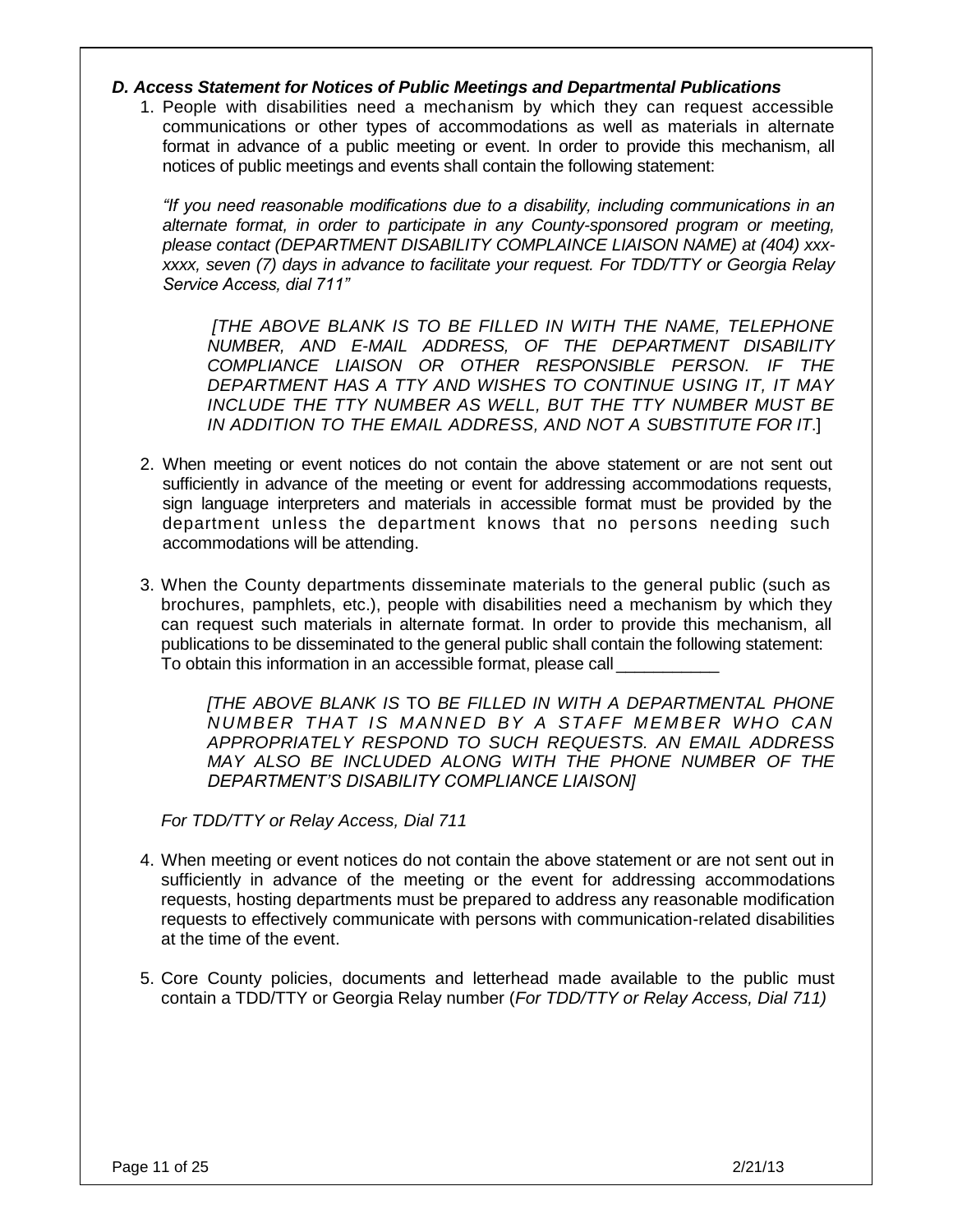### *D. Access Statement for Notices of Public Meetings and Departmental Publications*

1. People with disabilities need a mechanism by which they can request accessible communications or other types of accommodations as well as materials in alternate format in advance of a public meeting or event. In order to provide this mechanism, all notices of public meetings and events shall contain the following statement:

   *"If you need reasonable modifications due to a disability, including communications in an alternate format, in order to participate in any County-sponsored program or meeting, please contact (DEPARTMENT DISABILITY COMPLAINCE LIAISON NAME) at (404) xxx-xxxx, seven (7) days in advance to facilitate your request. For TDD/TTY or Georgia Relay Service Access, dial 711"*

   *[THE ABOVE BLANK IS TO BE FILLED IN WITH THE NAME, TELEPHONE NUMBER, AND E-MAIL ADDRESS, OF THE DEPARTMENT DISABILITY COMPLIANCE LIAISON OR OTHER RESPONSIBLE PERSON. IF THE DEPARTMENT HAS A TTY AND WISHES TO CONTINUE USING IT, IT MAY INCLUDE THE TTY NUMBER AS WELL, BUT THE TTY NUMBER MUST BE IN ADDITION TO THE EMAIL ADDRESS, AND NOT A SUBSTITUTE FOR IT.*]

2. When meeting or event notices do not contain the above statement or are not sent out sufficiently in advance of the meeting or event for addressing accommodations requests, sign language interpreters and materials in accessible format must be provided by the department unless the department knows that no persons needing such accommodations will be attending.

3. When the County departments disseminate materials to the general public (such as brochures, pamphlets, etc.), people with disabilities need a mechanism by which they can request such materials in alternate format. In order to provide this mechanism, all publications to be disseminated to the general public shall contain the following statement: To obtain this information in an accessible format, please call ___________

   *[THE ABOVE BLANK IS* TO *BE FILLED IN WITH A DEPARTMENTAL PHONE NUMBER THAT IS MANNED BY A STAFF MEMBER WHO CAN APPROPRIATELY RESPOND TO SUCH REQUESTS. AN EMAIL ADDRESS MAY ALSO BE INCLUDED ALONG WITH THE PHONE NUMBER OF THE DEPARTMENT'S DISABILITY COMPLIANCE LIAISON]*

   *For TDD/TTY or Relay Access, Dial 711*

4. When meeting or event notices do not contain the above statement or are not sent out in sufficiently in advance of the meeting or the event for addressing accommodations requests, hosting departments must be prepared to address any reasonable modification requests to effectively communicate with persons with communication-related disabilities at the time of the event.

5. Core County policies, documents and letterhead made available to the public must contain a TDD/TTY or Georgia Relay number (*For TDD/TTY or Relay Access, Dial 711)*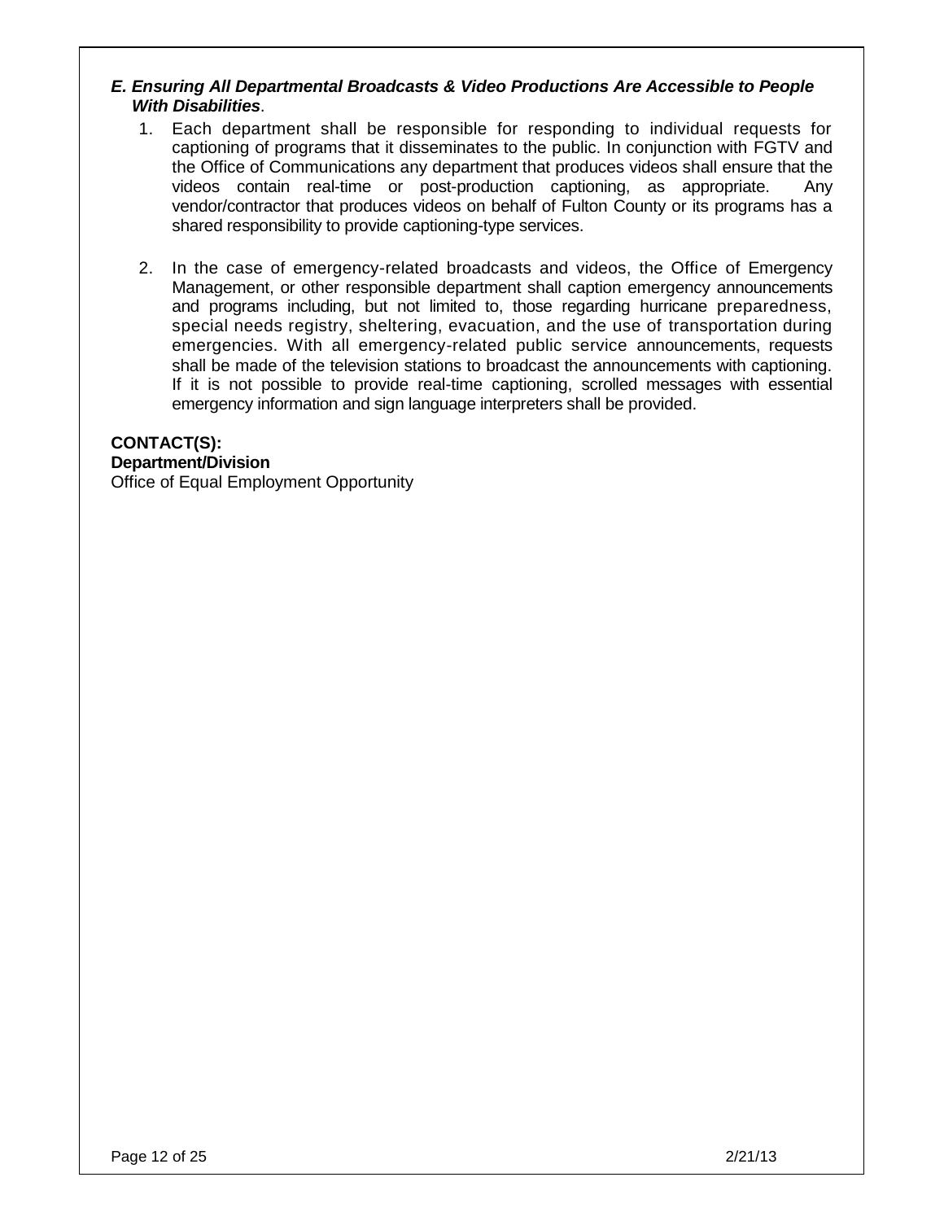### ***E. Ensuring All Departmental Broadcasts & Video Productions Are Accessible to People With Disabilities***.

1. Each department shall be responsible for responding to individual requests for captioning of programs that it disseminates to the public. In conjunction with FGTV and the Office of Communications any department that produces videos shall ensure that the videos contain real-time or post-production captioning, as appropriate. Any vendor/contractor that produces videos on behalf of Fulton County or its programs has a shared responsibility to provide captioning-type services.

2. In the case of emergency-related broadcasts and videos, the Office of Emergency Management, or other responsible department shall caption emergency announcements and programs including, but not limited to, those regarding hurricane preparedness, special needs registry, sheltering, evacuation, and the use of transportation during emergencies. With all emergency-related public service announcements, requests shall be made of the television stations to broadcast the announcements with captioning. If it is not possible to provide real-time captioning, scrolled messages with essential emergency information and sign language interpreters shall be provided.

**CONTACT(S):**
**Department/Division**
Office of Equal Employment Opportunity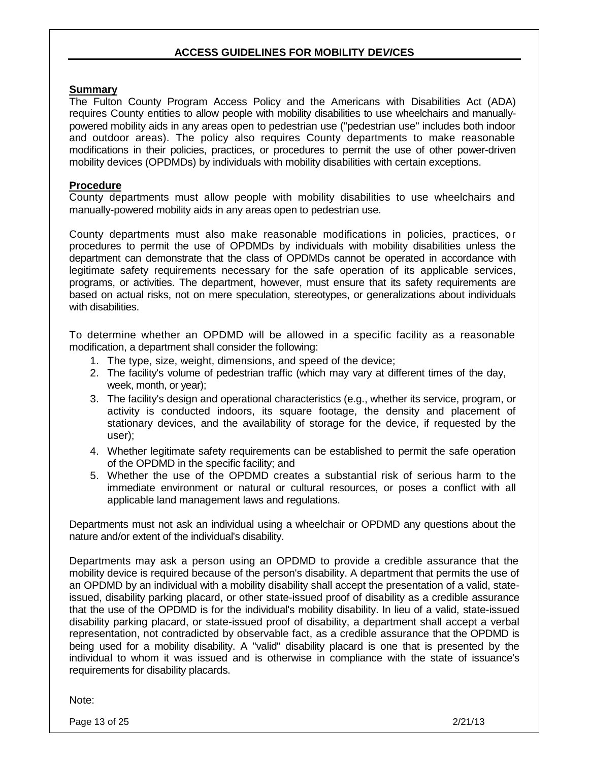# ACCESS GUIDELINES FOR MOBILITY DEVICES

## Summary

The Fulton County Program Access Policy and the Americans with Disabilities Act (ADA) requires County entities to allow people with mobility disabilities to use wheelchairs and manually-powered mobility aids in any areas open to pedestrian use ("pedestrian use" includes both indoor and outdoor areas). The policy also requires County departments to make reasonable modifications in their policies, practices, or procedures to permit the use of other power-driven mobility devices (OPDMDs) by individuals with mobility disabilities with certain exceptions.

## Procedure

County departments must allow people with mobility disabilities to use wheelchairs and manually-powered mobility aids in any areas open to pedestrian use.

County departments must also make reasonable modifications in policies, practices, or procedures to permit the use of OPDMDs by individuals with mobility disabilities unless the department can demonstrate that the class of OPDMDs cannot be operated in accordance with legitimate safety requirements necessary for the safe operation of its applicable services, programs, or activities. The department, however, must ensure that its safety requirements are based on actual risks, not on mere speculation, stereotypes, or generalizations about individuals with disabilities.

To determine whether an OPDMD will be allowed in a specific facility as a reasonable modification, a department shall consider the following:

1. The type, size, weight, dimensions, and speed of the device;
2. The facility's volume of pedestrian traffic (which may vary at different times of the day, week, month, or year);
3. The facility's design and operational characteristics (e.g., whether its service, program, or activity is conducted indoors, its square footage, the density and placement of stationary devices, and the availability of storage for the device, if requested by the user);
4. Whether legitimate safety requirements can be established to permit the safe operation of the OPDMD in the specific facility; and
5. Whether the use of the OPDMD creates a substantial risk of serious harm to the immediate environment or natural or cultural resources, or poses a conflict with all applicable land management laws and regulations.

Departments must not ask an individual using a wheelchair or OPDMD any questions about the nature and/or extent of the individual's disability.

Departments may ask a person using an OPDMD to provide a credible assurance that the mobility device is required because of the person's disability. A department that permits the use of an OPDMD by an individual with a mobility disability shall accept the presentation of a valid, state-issued, disability parking placard, or other state-issued proof of disability as a credible assurance that the use of the OPDMD is for the individual's mobility disability. In lieu of a valid, state-issued disability parking placard, or state-issued proof of disability, a department shall accept a verbal representation, not contradicted by observable fact, as a credible assurance that the OPDMD is being used for a mobility disability. A "valid" disability placard is one that is presented by the individual to whom it was issued and is otherwise in compliance with the state of issuance's requirements for disability placards.

Note: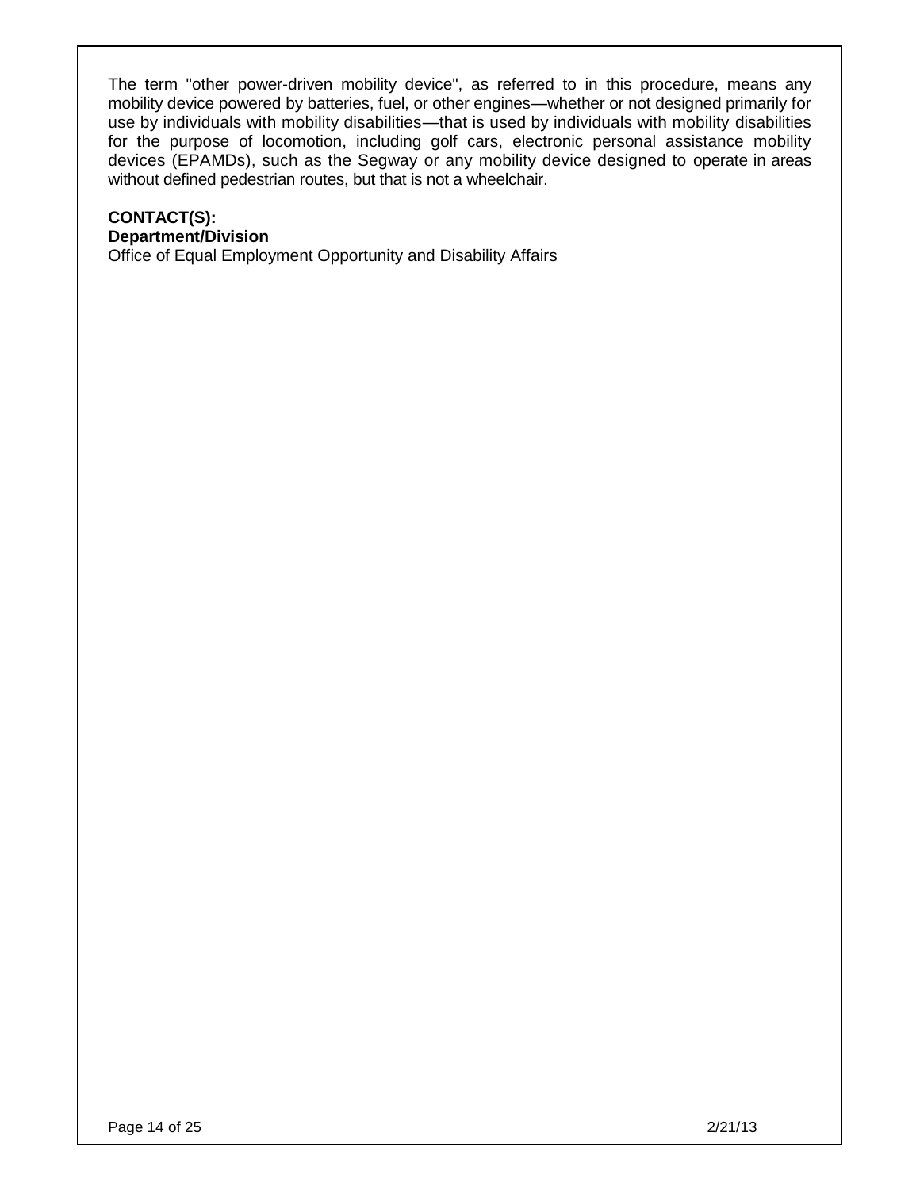The term "other power-driven mobility device", as referred to in this procedure, means any mobility device powered by batteries, fuel, or other engines—whether or not designed primarily for use by individuals with mobility disabilities—that is used by individuals with mobility disabilities for the purpose of locomotion, including golf cars, electronic personal assistance mobility devices (EPAMDs), such as the Segway or any mobility device designed to operate in areas without defined pedestrian routes, but that is not a wheelchair.

**CONTACT(S):**
**Department/Division**
Office of Equal Employment Opportunity and Disability Affairs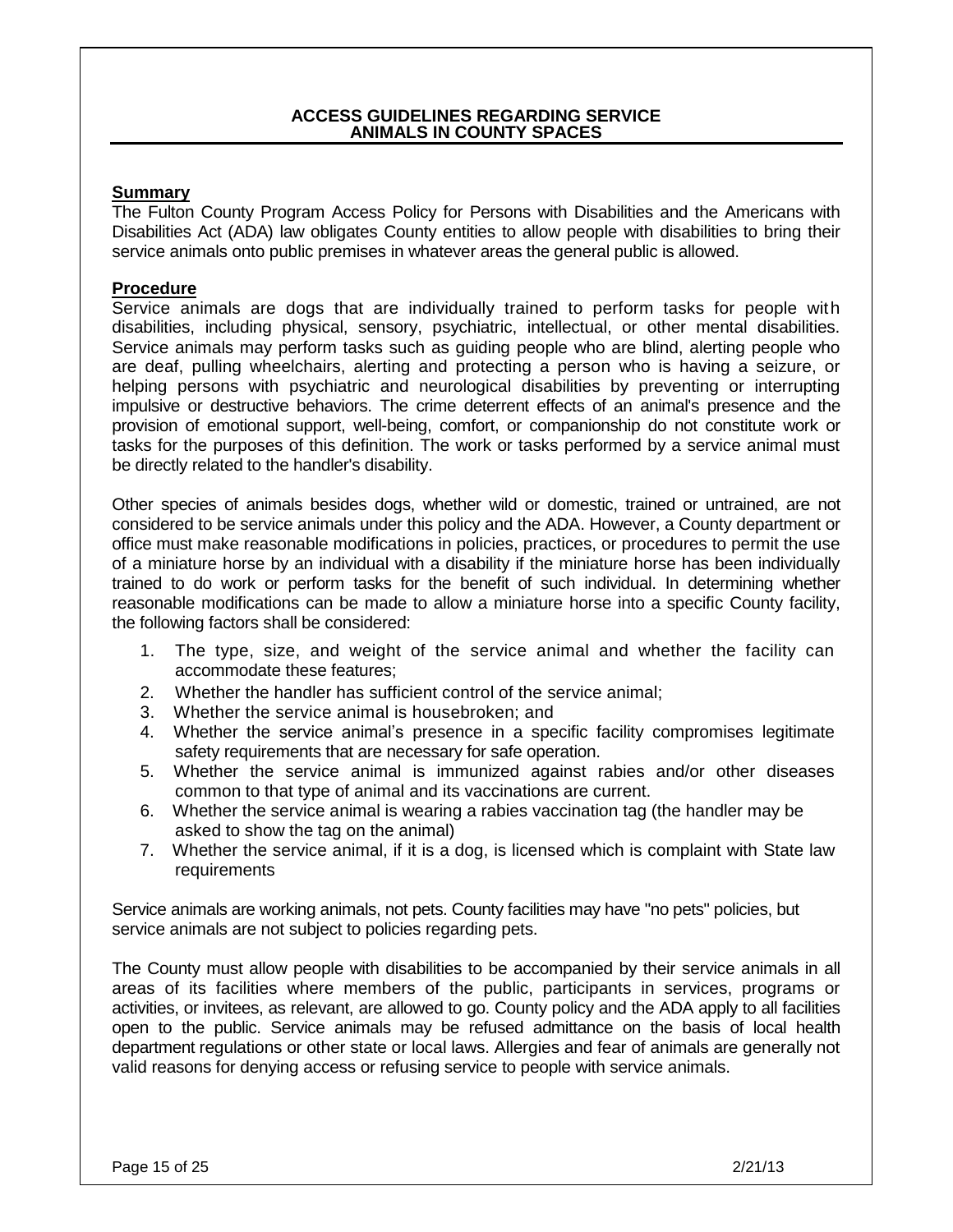# ACCESS GUIDELINES REGARDING SERVICE ANIMALS IN COUNTY SPACES

## Summary

The Fulton County Program Access Policy for Persons with Disabilities and the Americans with Disabilities Act (ADA) law obligates County entities to allow people with disabilities to bring their service animals onto public premises in whatever areas the general public is allowed.

## Procedure

Service animals are dogs that are individually trained to perform tasks for people with disabilities, including physical, sensory, psychiatric, intellectual, or other mental disabilities. Service animals may perform tasks such as guiding people who are blind, alerting people who are deaf, pulling wheelchairs, alerting and protecting a person who is having a seizure, or helping persons with psychiatric and neurological disabilities by preventing or interrupting impulsive or destructive behaviors. The crime deterrent effects of an animal's presence and the provision of emotional support, well-being, comfort, or companionship do not constitute work or tasks for the purposes of this definition. The work or tasks performed by a service animal must be directly related to the handler's disability.

Other species of animals besides dogs, whether wild or domestic, trained or untrained, are not considered to be service animals under this policy and the ADA. However, a County department or office must make reasonable modifications in policies, practices, or procedures to permit the use of a miniature horse by an individual with a disability if the miniature horse has been individually trained to do work or perform tasks for the benefit of such individual. In determining whether reasonable modifications can be made to allow a miniature horse into a specific County facility, the following factors shall be considered:

1. The type, size, and weight of the service animal and whether the facility can accommodate these features;
2. Whether the handler has sufficient control of the service animal;
3. Whether the service animal is housebroken; and
4. Whether the service animal's presence in a specific facility compromises legitimate safety requirements that are necessary for safe operation.
5. Whether the service animal is immunized against rabies and/or other diseases common to that type of animal and its vaccinations are current.
6. Whether the service animal is wearing a rabies vaccination tag (the handler may be asked to show the tag on the animal)
7. Whether the service animal, if it is a dog, is licensed which is complaint with State law requirements

Service animals are working animals, not pets. County facilities may have "no pets" policies, but service animals are not subject to policies regarding pets.

The County must allow people with disabilities to be accompanied by their service animals in all areas of its facilities where members of the public, participants in services, programs or activities, or invitees, as relevant, are allowed to go. County policy and the ADA apply to all facilities open to the public. Service animals may be refused admittance on the basis of local health department regulations or other state or local laws. Allergies and fear of animals are generally not valid reasons for denying access or refusing service to people with service animals.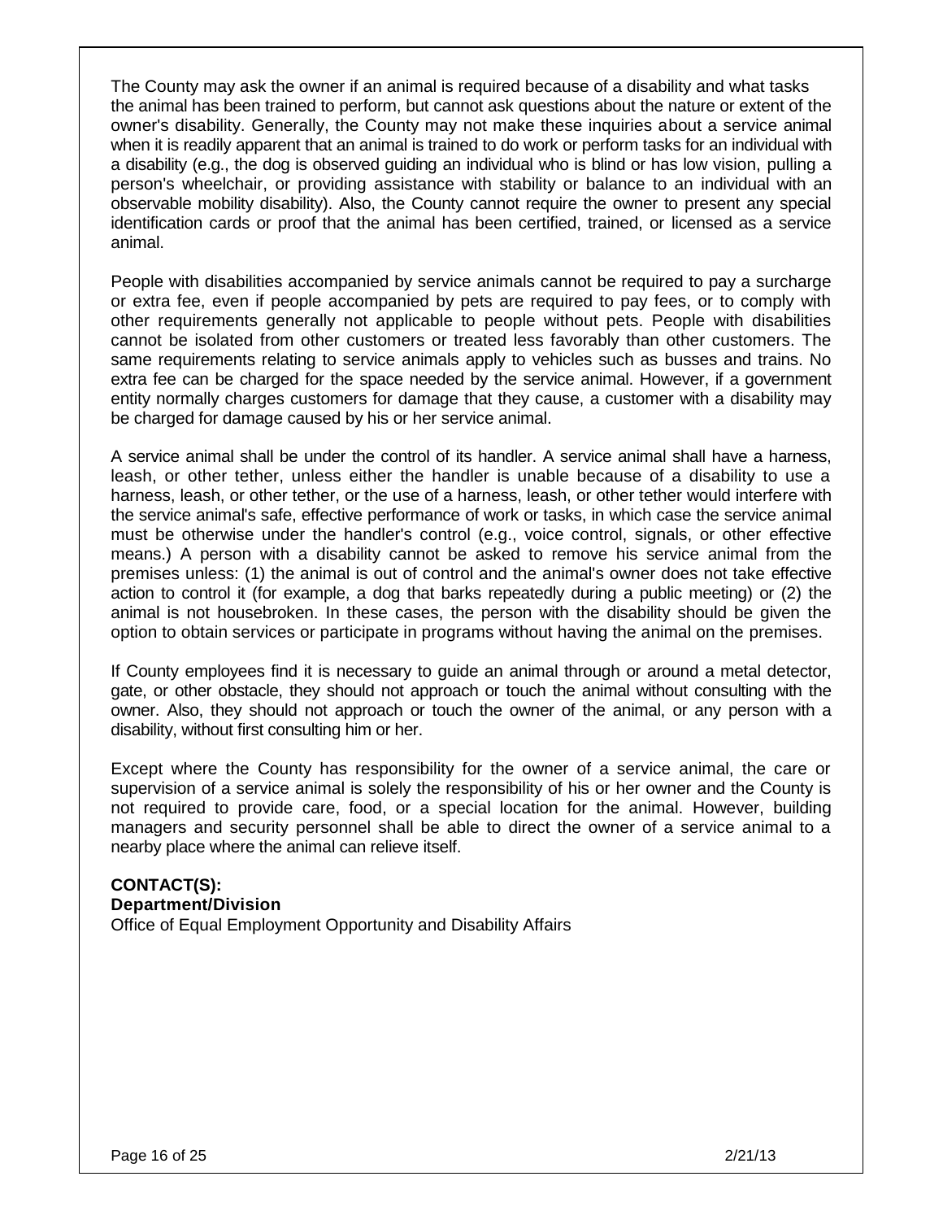The County may ask the owner if an animal is required because of a disability and what tasks the animal has been trained to perform, but cannot ask questions about the nature or extent of the owner's disability. Generally, the County may not make these inquiries about a service animal when it is readily apparent that an animal is trained to do work or perform tasks for an individual with a disability (e.g., the dog is observed guiding an individual who is blind or has low vision, pulling a person's wheelchair, or providing assistance with stability or balance to an individual with an observable mobility disability). Also, the County cannot require the owner to present any special identification cards or proof that the animal has been certified, trained, or licensed as a service animal.

People with disabilities accompanied by service animals cannot be required to pay a surcharge or extra fee, even if people accompanied by pets are required to pay fees, or to comply with other requirements generally not applicable to people without pets. People with disabilities cannot be isolated from other customers or treated less favorably than other customers. The same requirements relating to service animals apply to vehicles such as busses and trains. No extra fee can be charged for the space needed by the service animal. However, if a government entity normally charges customers for damage that they cause, a customer with a disability may be charged for damage caused by his or her service animal.

A service animal shall be under the control of its handler. A service animal shall have a harness, leash, or other tether, unless either the handler is unable because of a disability to use a harness, leash, or other tether, or the use of a harness, leash, or other tether would interfere with the service animal's safe, effective performance of work or tasks, in which case the service animal must be otherwise under the handler's control (e.g., voice control, signals, or other effective means.) A person with a disability cannot be asked to remove his service animal from the premises unless: (1) the animal is out of control and the animal's owner does not take effective action to control it (for example, a dog that barks repeatedly during a public meeting) or (2) the animal is not housebroken. In these cases, the person with the disability should be given the option to obtain services or participate in programs without having the animal on the premises.

If County employees find it is necessary to guide an animal through or around a metal detector, gate, or other obstacle, they should not approach or touch the animal without consulting with the owner. Also, they should not approach or touch the owner of the animal, or any person with a disability, without first consulting him or her.

Except where the County has responsibility for the owner of a service animal, the care or supervision of a service animal is solely the responsibility of his or her owner and the County is not required to provide care, food, or a special location for the animal. However, building managers and security personnel shall be able to direct the owner of a service animal to a nearby place where the animal can relieve itself.

**CONTACT(S):**
**Department/Division**
Office of Equal Employment Opportunity and Disability Affairs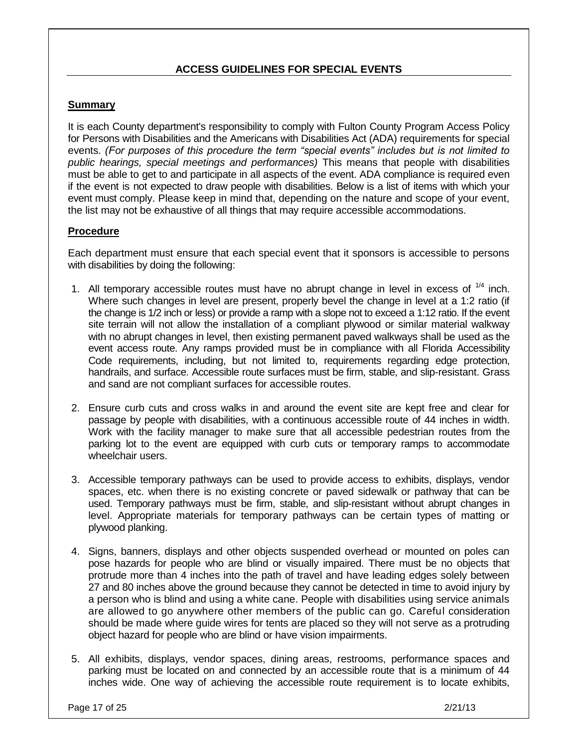## ACCESS GUIDELINES FOR SPECIAL EVENTS

### Summary

It is each County department's responsibility to comply with Fulton County Program Access Policy for Persons with Disabilities and the Americans with Disabilities Act (ADA) requirements for special events. *(For purposes of this procedure the term "special events" includes but is not limited to public hearings, special meetings and performances)* This means that people with disabilities must be able to get to and participate in all aspects of the event. ADA compliance is required even if the event is not expected to draw people with disabilities. Below is a list of items with which your event must comply. Please keep in mind that, depending on the nature and scope of your event, the list may not be exhaustive of all things that may require accessible accommodations.

### Procedure

Each department must ensure that each special event that it sponsors is accessible to persons with disabilities by doing the following:

1. All temporary accessible routes must have no abrupt change in level in excess of $^{1/4}$ inch. Where such changes in level are present, properly bevel the change in level at a 1:2 ratio (if the change is 1/2 inch or less) or provide a ramp with a slope not to exceed a 1:12 ratio. If the event site terrain will not allow the installation of a compliant plywood or similar material walkway with no abrupt changes in level, then existing permanent paved walkways shall be used as the event access route. Any ramps provided must be in compliance with all Florida Accessibility Code requirements, including, but not limited to, requirements regarding edge protection, handrails, and surface. Accessible route surfaces must be firm, stable, and slip-resistant. Grass and sand are not compliant surfaces for accessible routes.

2. Ensure curb cuts and cross walks in and around the event site are kept free and clear for passage by people with disabilities, with a continuous accessible route of 44 inches in width. Work with the facility manager to make sure that all accessible pedestrian routes from the parking lot to the event are equipped with curb cuts or temporary ramps to accommodate wheelchair users.

3. Accessible temporary pathways can be used to provide access to exhibits, displays, vendor spaces, etc. when there is no existing concrete or paved sidewalk or pathway that can be used. Temporary pathways must be firm, stable, and slip-resistant without abrupt changes in level. Appropriate materials for temporary pathways can be certain types of matting or plywood planking.

4. Signs, banners, displays and other objects suspended overhead or mounted on poles can pose hazards for people who are blind or visually impaired. There must be no objects that protrude more than 4 inches into the path of travel and have leading edges solely between 27 and 80 inches above the ground because they cannot be detected in time to avoid injury by a person who is blind and using a white cane. People with disabilities using service animals are allowed to go anywhere other members of the public can go. Careful consideration should be made where guide wires for tents are placed so they will not serve as a protruding object hazard for people who are blind or have vision impairments.

5. All exhibits, displays, vendor spaces, dining areas, restrooms, performance spaces and parking must be located on and connected by an accessible route that is a minimum of 44 inches wide. One way of achieving the accessible route requirement is to locate exhibits,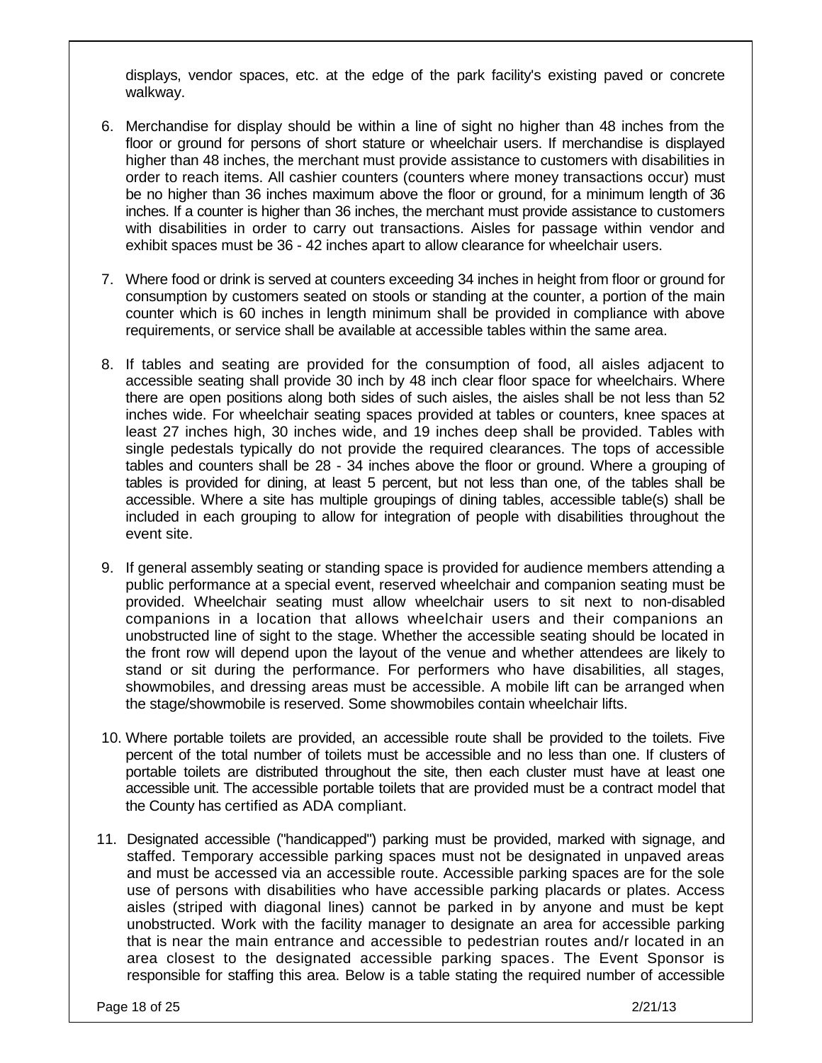displays, vendor spaces, etc. at the edge of the park facility's existing paved or concrete walkway.

6. Merchandise for display should be within a line of sight no higher than 48 inches from the floor or ground for persons of short stature or wheelchair users. If merchandise is displayed higher than 48 inches, the merchant must provide assistance to customers with disabilities in order to reach items. All cashier counters (counters where money transactions occur) must be no higher than 36 inches maximum above the floor or ground, for a minimum length of 36 inches. If a counter is higher than 36 inches, the merchant must provide assistance to customers with disabilities in order to carry out transactions. Aisles for passage within vendor and exhibit spaces must be 36 - 42 inches apart to allow clearance for wheelchair users.

7. Where food or drink is served at counters exceeding 34 inches in height from floor or ground for consumption by customers seated on stools or standing at the counter, a portion of the main counter which is 60 inches in length minimum shall be provided in compliance with above requirements, or service shall be available at accessible tables within the same area.

8. If tables and seating are provided for the consumption of food, all aisles adjacent to accessible seating shall provide 30 inch by 48 inch clear floor space for wheelchairs. Where there are open positions along both sides of such aisles, the aisles shall be not less than 52 inches wide. For wheelchair seating spaces provided at tables or counters, knee spaces at least 27 inches high, 30 inches wide, and 19 inches deep shall be provided. Tables with single pedestals typically do not provide the required clearances. The tops of accessible tables and counters shall be 28 - 34 inches above the floor or ground. Where a grouping of tables is provided for dining, at least 5 percent, but not less than one, of the tables shall be accessible. Where a site has multiple groupings of dining tables, accessible table(s) shall be included in each grouping to allow for integration of people with disabilities throughout the event site.

9. If general assembly seating or standing space is provided for audience members attending a public performance at a special event, reserved wheelchair and companion seating must be provided. Wheelchair seating must allow wheelchair users to sit next to non-disabled companions in a location that allows wheelchair users and their companions an unobstructed line of sight to the stage. Whether the accessible seating should be located in the front row will depend upon the layout of the venue and whether attendees are likely to stand or sit during the performance. For performers who have disabilities, all stages, showmobiles, and dressing areas must be accessible. A mobile lift can be arranged when the stage/showmobile is reserved. Some showmobiles contain wheelchair lifts.

10. Where portable toilets are provided, an accessible route shall be provided to the toilets. Five percent of the total number of toilets must be accessible and no less than one. If clusters of portable toilets are distributed throughout the site, then each cluster must have at least one accessible unit. The accessible portable toilets that are provided must be a contract model that the County has certified as ADA compliant.

11. Designated accessible ("handicapped") parking must be provided, marked with signage, and staffed. Temporary accessible parking spaces must not be designated in unpaved areas and must be accessed via an accessible route. Accessible parking spaces are for the sole use of persons with disabilities who have accessible parking placards or plates. Access aisles (striped with diagonal lines) cannot be parked in by anyone and must be kept unobstructed. Work with the facility manager to designate an area for accessible parking that is near the main entrance and accessible to pedestrian routes and/r located in an area closest to the designated accessible parking spaces. The Event Sponsor is responsible for staffing this area. Below is a table stating the required number of accessible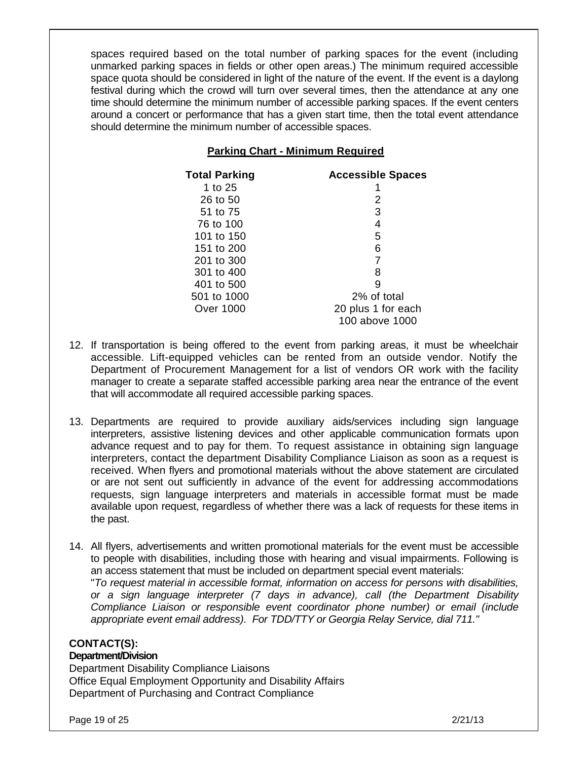spaces required based on the total number of parking spaces for the event (including unmarked parking spaces in fields or other open areas.) The minimum required accessible space quota should be considered in light of the nature of the event. If the event is a daylong festival during which the crowd will turn over several times, then the attendance at any one time should determine the minimum number of accessible parking spaces. If the event centers around a concert or performance that has a given start time, then the total event attendance should determine the minimum number of accessible spaces.

**Parking Chart - Minimum Required**

| Total Parking | Accessible Spaces |
|---|---|
| 1 to 25 | 1 |
| 26 to 50 | 2 |
| 51 to 75 | 3 |
| 76 to 100 | 4 |
| 101 to 150 | 5 |
| 151 to 200 | 6 |
| 201 to 300 | 7 |
| 301 to 400 | 8 |
| 401 to 500 | 9 |
| 501 to 1000 | 2% of total |
| Over 1000 | 20 plus 1 for each 100 above 1000 |

12. If transportation is being offered to the event from parking areas, it must be wheelchair accessible. Lift-equipped vehicles can be rented from an outside vendor. Notify the Department of Procurement Management for a list of vendors OR work with the facility manager to create a separate staffed accessible parking area near the entrance of the event that will accommodate all required accessible parking spaces.

13. Departments are required to provide auxiliary aids/services including sign language interpreters, assistive listening devices and other applicable communication formats upon advance request and to pay for them. To request assistance in obtaining sign language interpreters, contact the department Disability Compliance Liaison as soon as a request is received. When flyers and promotional materials without the above statement are circulated or are not sent out sufficiently in advance of the event for addressing accommodations requests, sign language interpreters and materials in accessible format must be made available upon request, regardless of whether there was a lack of requests for these items in the past.

14. All flyers, advertisements and written promotional materials for the event must be accessible to people with disabilities, including those with hearing and visual impairments. Following is an access statement that must be included on department special event materials:
"*To request material in accessible format, information on access for persons with disabilities, or a sign language interpreter (7 days in advance), call (the Department Disability Compliance Liaison or responsible event coordinator phone number) or email (include appropriate event email address). For TDD/TTY or Georgia Relay Service, dial 711.*"

**CONTACT(S):**

**Department/Division**

Department Disability Compliance Liaisons
Office Equal Employment Opportunity and Disability Affairs
Department of Purchasing and Contract Compliance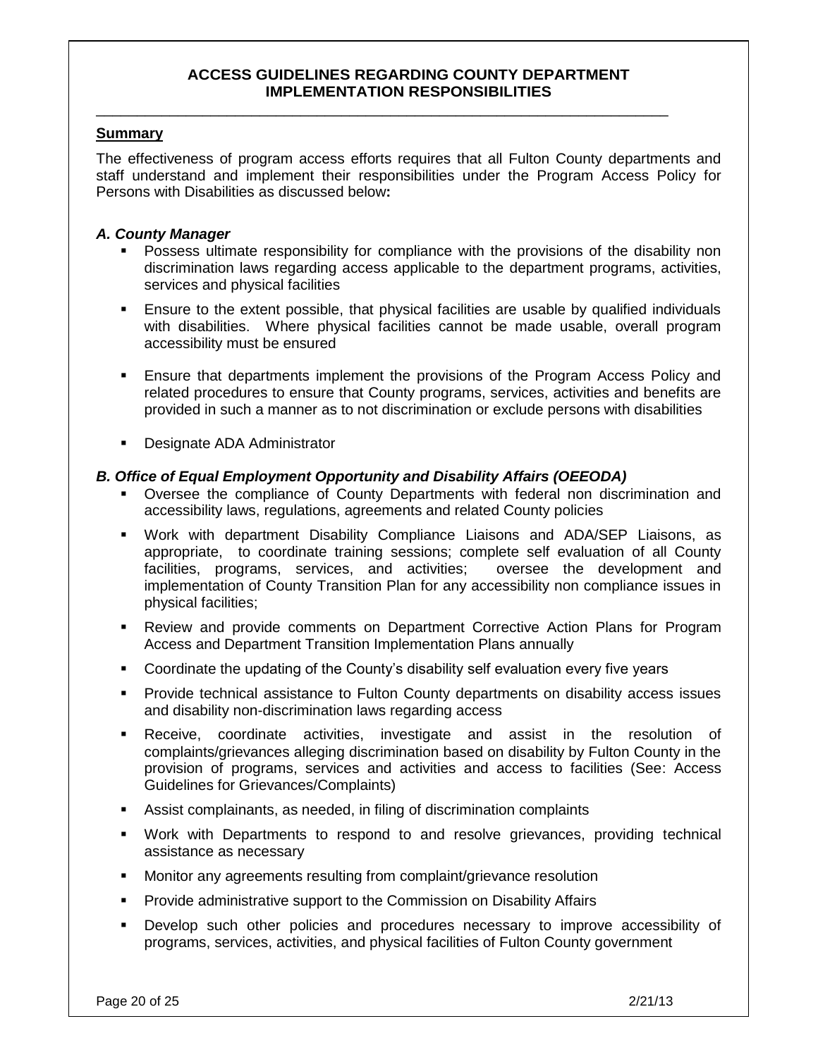## ACCESS GUIDELINES REGARDING COUNTY DEPARTMENT IMPLEMENTATION RESPONSIBILITIES

**Summary**

The effectiveness of program access efforts requires that all Fulton County departments and staff understand and implement their responsibilities under the Program Access Policy for Persons with Disabilities as discussed below**:**

### *A. County Manager*

- Possess ultimate responsibility for compliance with the provisions of the disability non discrimination laws regarding access applicable to the department programs, activities, services and physical facilities
- Ensure to the extent possible, that physical facilities are usable by qualified individuals with disabilities. Where physical facilities cannot be made usable, overall program accessibility must be ensured
- Ensure that departments implement the provisions of the Program Access Policy and related procedures to ensure that County programs, services, activities and benefits are provided in such a manner as to not discrimination or exclude persons with disabilities
- Designate ADA Administrator

### *B. Office of Equal Employment Opportunity and Disability Affairs (OEEODA)*

- Oversee the compliance of County Departments with federal non discrimination and accessibility laws, regulations, agreements and related County policies
- Work with department Disability Compliance Liaisons and ADA/SEP Liaisons, as appropriate, to coordinate training sessions; complete self evaluation of all County facilities, programs, services, and activities; oversee the development and implementation of County Transition Plan for any accessibility non compliance issues in physical facilities;
- Review and provide comments on Department Corrective Action Plans for Program Access and Department Transition Implementation Plans annually
- Coordinate the updating of the County's disability self evaluation every five years
- Provide technical assistance to Fulton County departments on disability access issues and disability non-discrimination laws regarding access
- Receive, coordinate activities, investigate and assist in the resolution of complaints/grievances alleging discrimination based on disability by Fulton County in the provision of programs, services and activities and access to facilities (See: Access Guidelines for Grievances/Complaints)
- Assist complainants, as needed, in filing of discrimination complaints
- Work with Departments to respond to and resolve grievances, providing technical assistance as necessary
- Monitor any agreements resulting from complaint/grievance resolution
- Provide administrative support to the Commission on Disability Affairs
- Develop such other policies and procedures necessary to improve accessibility of programs, services, activities, and physical facilities of Fulton County government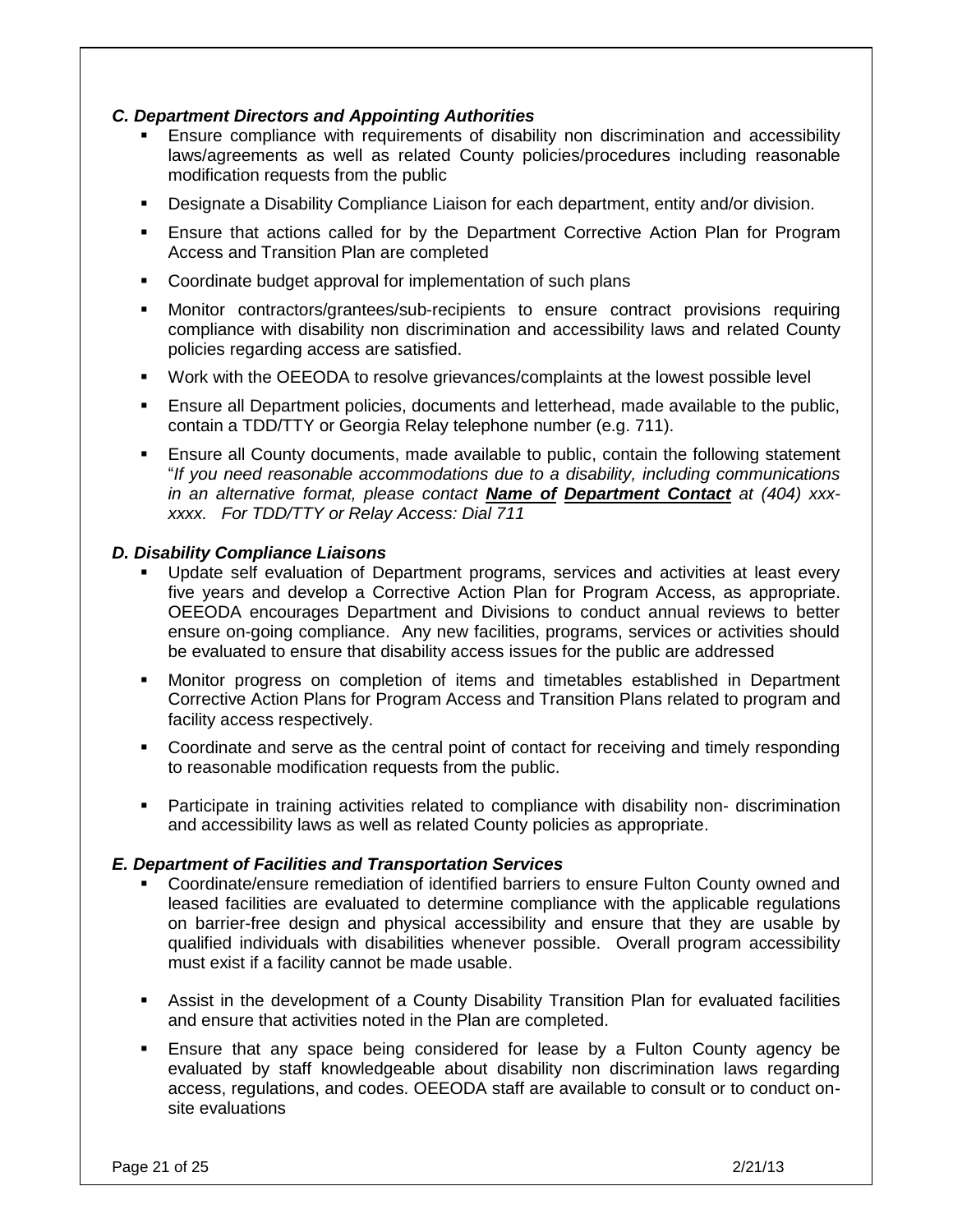### *C. Department Directors and Appointing Authorities*

- Ensure compliance with requirements of disability non discrimination and accessibility laws/agreements as well as related County policies/procedures including reasonable modification requests from the public
- Designate a Disability Compliance Liaison for each department, entity and/or division.
- Ensure that actions called for by the Department Corrective Action Plan for Program Access and Transition Plan are completed
- Coordinate budget approval for implementation of such plans
- Monitor contractors/grantees/sub-recipients to ensure contract provisions requiring compliance with disability non discrimination and accessibility laws and related County policies regarding access are satisfied.
- Work with the OEEODA to resolve grievances/complaints at the lowest possible level
- Ensure all Department policies, documents and letterhead, made available to the public, contain a TDD/TTY or Georgia Relay telephone number (e.g. 711).
- Ensure all County documents, made available to public, contain the following statement "*If you need reasonable accommodations due to a disability, including communications in an alternative format, please contact **Name of Department Contact** at (404) xxx-xxxx. For TDD/TTY or Relay Access: Dial 711*

### *D. Disability Compliance Liaisons*

- Update self evaluation of Department programs, services and activities at least every five years and develop a Corrective Action Plan for Program Access, as appropriate. OEEODA encourages Department and Divisions to conduct annual reviews to better ensure on-going compliance. Any new facilities, programs, services or activities should be evaluated to ensure that disability access issues for the public are addressed
- Monitor progress on completion of items and timetables established in Department Corrective Action Plans for Program Access and Transition Plans related to program and facility access respectively.
- Coordinate and serve as the central point of contact for receiving and timely responding to reasonable modification requests from the public.
- Participate in training activities related to compliance with disability non- discrimination and accessibility laws as well as related County policies as appropriate.

### *E. Department of Facilities and Transportation Services*

- Coordinate/ensure remediation of identified barriers to ensure Fulton County owned and leased facilities are evaluated to determine compliance with the applicable regulations on barrier-free design and physical accessibility and ensure that they are usable by qualified individuals with disabilities whenever possible. Overall program accessibility must exist if a facility cannot be made usable.
- Assist in the development of a County Disability Transition Plan for evaluated facilities and ensure that activities noted in the Plan are completed.
- Ensure that any space being considered for lease by a Fulton County agency be evaluated by staff knowledgeable about disability non discrimination laws regarding access, regulations, and codes. OEEODA staff are available to consult or to conduct on-site evaluations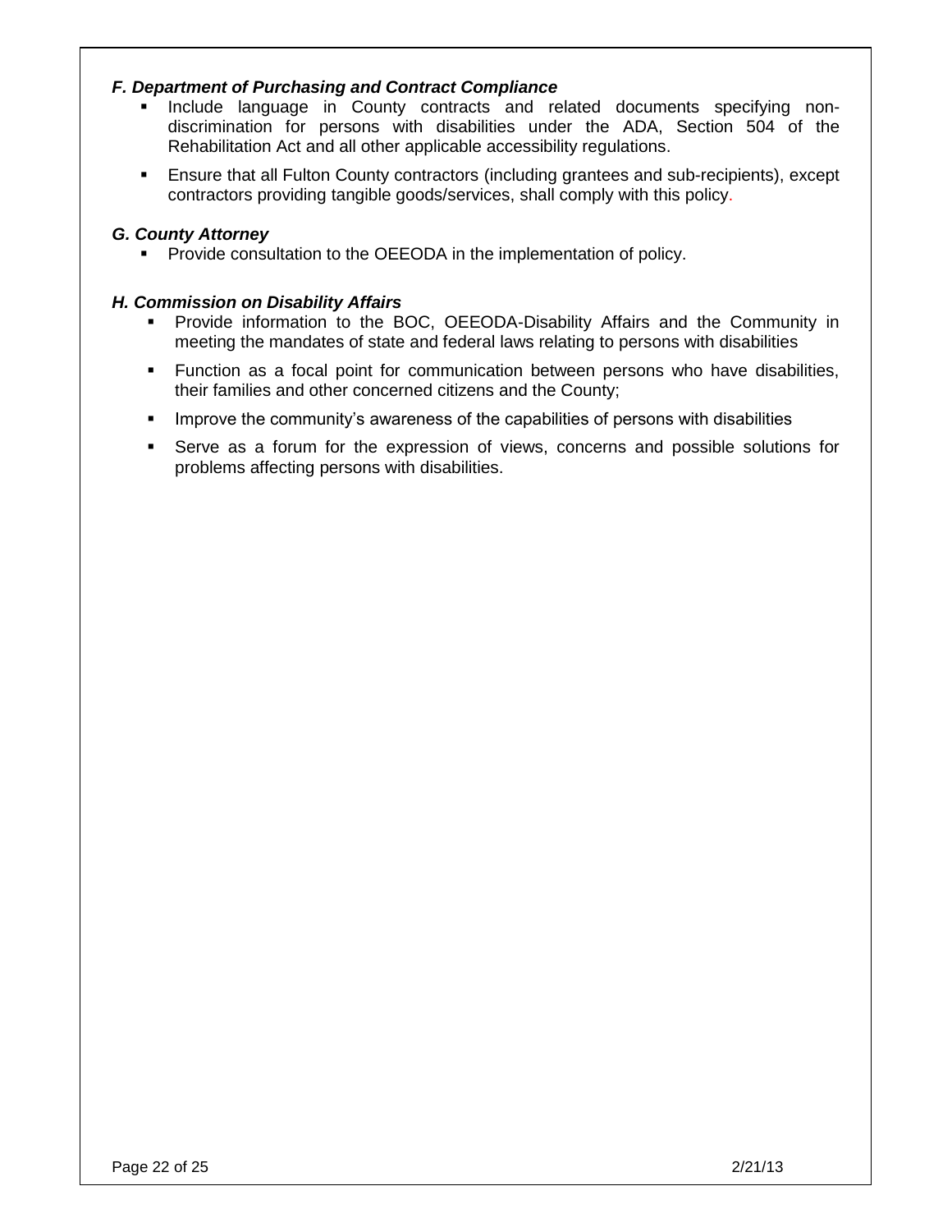### *F. Department of Purchasing and Contract Compliance*

- Include language in County contracts and related documents specifying non-discrimination for persons with disabilities under the ADA, Section 504 of the Rehabilitation Act and all other applicable accessibility regulations.
- Ensure that all Fulton County contractors (including grantees and sub-recipients), except contractors providing tangible goods/services, shall comply with this policy.

### *G. County Attorney*

- Provide consultation to the OEEODA in the implementation of policy.

### *H. Commission on Disability Affairs*

- Provide information to the BOC, OEEODA-Disability Affairs and the Community in meeting the mandates of state and federal laws relating to persons with disabilities
- Function as a focal point for communication between persons who have disabilities, their families and other concerned citizens and the County;
- Improve the community's awareness of the capabilities of persons with disabilities
- Serve as a forum for the expression of views, concerns and possible solutions for problems affecting persons with disabilities.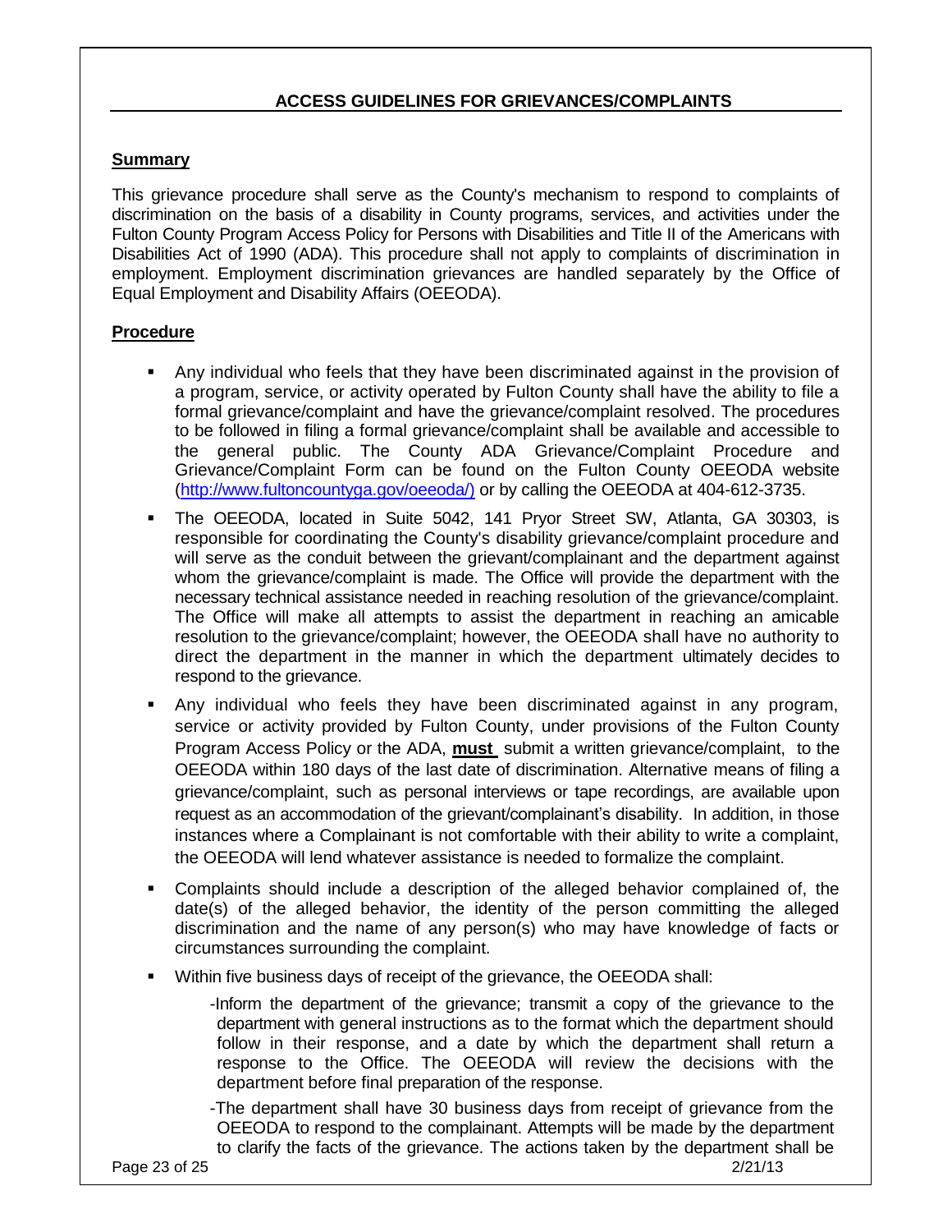## ACCESS GUIDELINES FOR GRIEVANCES/COMPLAINTS

### Summary

This grievance procedure shall serve as the County's mechanism to respond to complaints of discrimination on the basis of a disability in County programs, services, and activities under the Fulton County Program Access Policy for Persons with Disabilities and Title II of the Americans with Disabilities Act of 1990 (ADA). This procedure shall not apply to complaints of discrimination in employment. Employment discrimination grievances are handled separately by the Office of Equal Employment and Disability Affairs (OEEODA).

### Procedure

- Any individual who feels that they have been discriminated against in the provision of a program, service, or activity operated by Fulton County shall have the ability to file a formal grievance/complaint and have the grievance/complaint resolved. The procedures to be followed in filing a formal grievance/complaint shall be available and accessible to the general public. The County ADA Grievance/Complaint Procedure and Grievance/Complaint Form can be found on the Fulton County OEEODA website (http://www.fultoncountyga.gov/oeeoda/) or by calling the OEEODA at 404-612-3735.
- The OEEODA, located in Suite 5042, 141 Pryor Street SW, Atlanta, GA 30303, is responsible for coordinating the County's disability grievance/complaint procedure and will serve as the conduit between the grievant/complainant and the department against whom the grievance/complaint is made. The Office will provide the department with the necessary technical assistance needed in reaching resolution of the grievance/complaint. The Office will make all attempts to assist the department in reaching an amicable resolution to the grievance/complaint; however, the OEEODA shall have no authority to direct the department in the manner in which the department ultimately decides to respond to the grievance.
- Any individual who feels they have been discriminated against in any program, service or activity provided by Fulton County, under provisions of the Fulton County Program Access Policy or the ADA, **must** submit a written grievance/complaint, to the OEEODA within 180 days of the last date of discrimination. Alternative means of filing a grievance/complaint, such as personal interviews or tape recordings, are available upon request as an accommodation of the grievant/complainant's disability. In addition, in those instances where a Complainant is not comfortable with their ability to write a complaint, the OEEODA will lend whatever assistance is needed to formalize the complaint.
- Complaints should include a description of the alleged behavior complained of, the date(s) of the alleged behavior, the identity of the person committing the alleged discrimination and the name of any person(s) who may have knowledge of facts or circumstances surrounding the complaint.
- Within five business days of receipt of the grievance, the OEEODA shall:

  -Inform the department of the grievance; transmit a copy of the grievance to the department with general instructions as to the format which the department should follow in their response, and a date by which the department shall return a response to the Office. The OEEODA will review the decisions with the department before final preparation of the response.

  -The department shall have 30 business days from receipt of grievance from the OEEODA to respond to the complainant. Attempts will be made by the department to clarify the facts of the grievance. The actions taken by the department shall be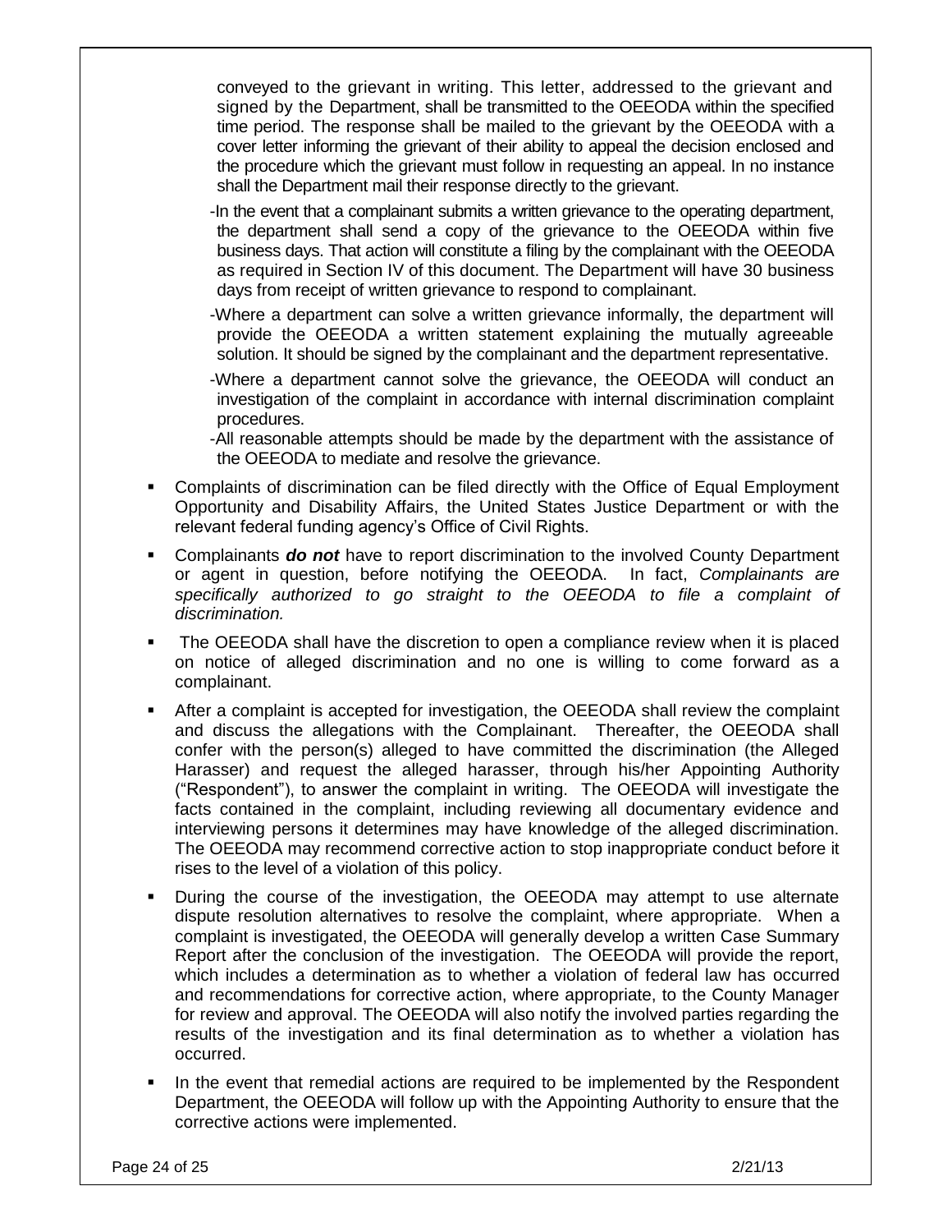conveyed to the grievant in writing. This letter, addressed to the grievant and signed by the Department, shall be transmitted to the OEEODA within the specified time period. The response shall be mailed to the grievant by the OEEODA with a cover letter informing the grievant of their ability to appeal the decision enclosed and the procedure which the grievant must follow in requesting an appeal. In no instance shall the Department mail their response directly to the grievant.

-In the event that a complainant submits a written grievance to the operating department, the department shall send a copy of the grievance to the OEEODA within five business days. That action will constitute a filing by the complainant with the OEEODA as required in Section IV of this document. The Department will have 30 business days from receipt of written grievance to respond to complainant.

-Where a department can solve a written grievance informally, the department will provide the OEEODA a written statement explaining the mutually agreeable solution. It should be signed by the complainant and the department representative.

-Where a department cannot solve the grievance, the OEEODA will conduct an investigation of the complaint in accordance with internal discrimination complaint procedures.

-All reasonable attempts should be made by the department with the assistance of the OEEODA to mediate and resolve the grievance.

- Complaints of discrimination can be filed directly with the Office of Equal Employment Opportunity and Disability Affairs, the United States Justice Department or with the relevant federal funding agency's Office of Civil Rights.
- Complainants ***do not*** have to report discrimination to the involved County Department or agent in question, before notifying the OEEODA. In fact, *Complainants are specifically authorized to go straight to the OEEODA to file a complaint of discrimination.*
- The OEEODA shall have the discretion to open a compliance review when it is placed on notice of alleged discrimination and no one is willing to come forward as a complainant.
- After a complaint is accepted for investigation, the OEEODA shall review the complaint and discuss the allegations with the Complainant. Thereafter, the OEEODA shall confer with the person(s) alleged to have committed the discrimination (the Alleged Harasser) and request the alleged harasser, through his/her Appointing Authority ("Respondent"), to answer the complaint in writing. The OEEODA will investigate the facts contained in the complaint, including reviewing all documentary evidence and interviewing persons it determines may have knowledge of the alleged discrimination. The OEEODA may recommend corrective action to stop inappropriate conduct before it rises to the level of a violation of this policy.
- During the course of the investigation, the OEEODA may attempt to use alternate dispute resolution alternatives to resolve the complaint, where appropriate. When a complaint is investigated, the OEEODA will generally develop a written Case Summary Report after the conclusion of the investigation. The OEEODA will provide the report, which includes a determination as to whether a violation of federal law has occurred and recommendations for corrective action, where appropriate, to the County Manager for review and approval. The OEEODA will also notify the involved parties regarding the results of the investigation and its final determination as to whether a violation has occurred.
- In the event that remedial actions are required to be implemented by the Respondent Department, the OEEODA will follow up with the Appointing Authority to ensure that the corrective actions were implemented.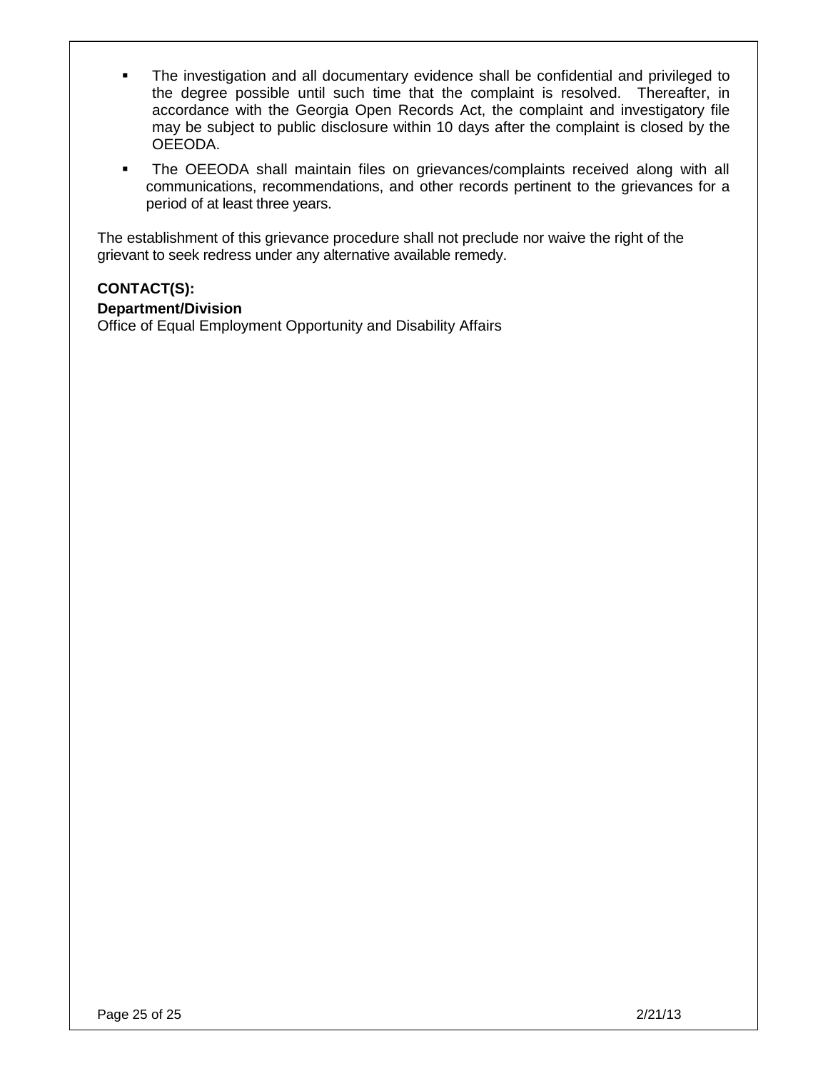- The investigation and all documentary evidence shall be confidential and privileged to the degree possible until such time that the complaint is resolved. Thereafter, in accordance with the Georgia Open Records Act, the complaint and investigatory file may be subject to public disclosure within 10 days after the complaint is closed by the OEEODA.
- The OEEODA shall maintain files on grievances/complaints received along with all communications, recommendations, and other records pertinent to the grievances for a period of at least three years.

The establishment of this grievance procedure shall not preclude nor waive the right of the grievant to seek redress under any alternative available remedy.

**CONTACT(S):**

**Department/Division**

Office of Equal Employment Opportunity and Disability Affairs